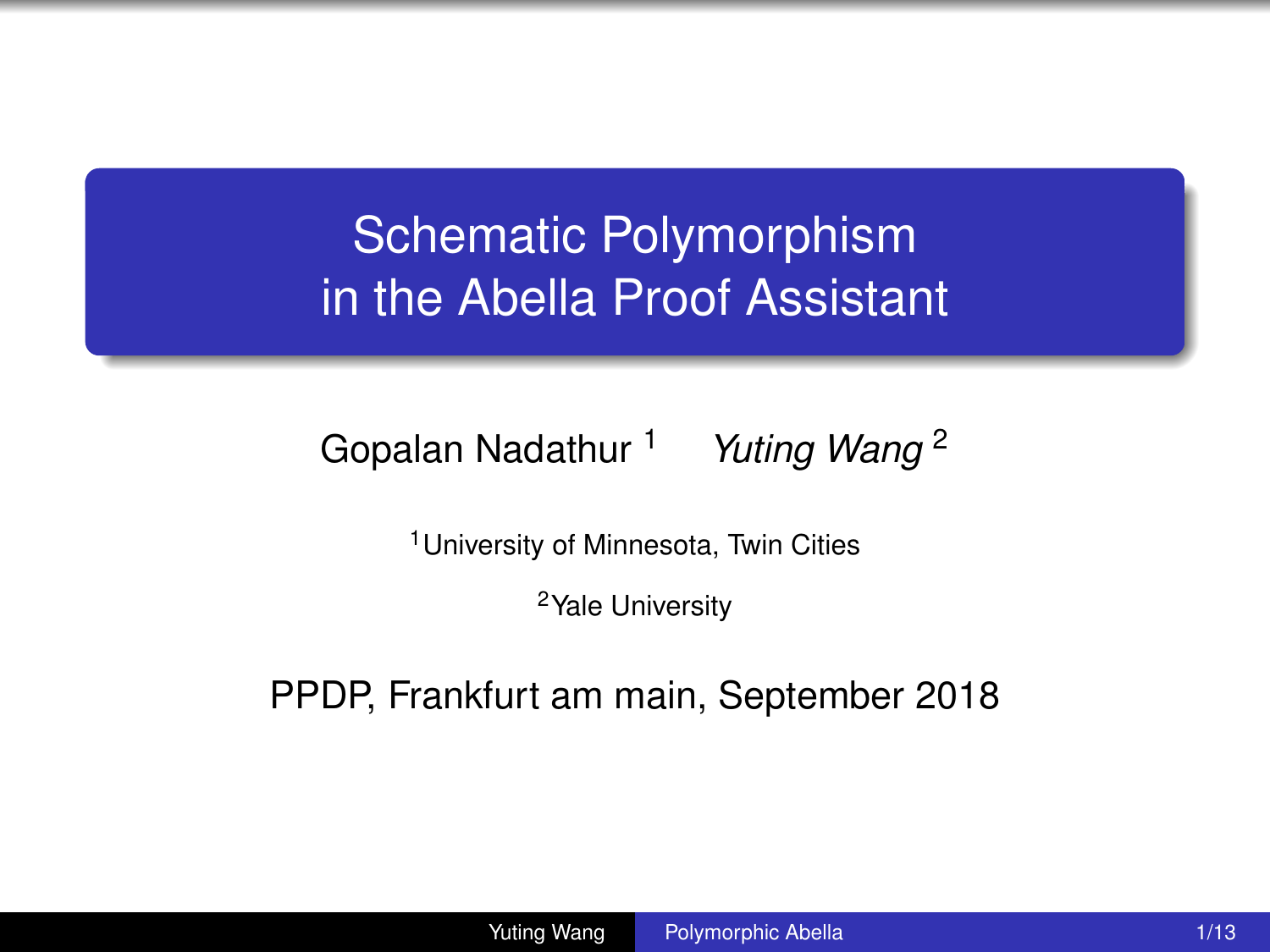# Schematic Polymorphism in the Abella Proof Assistant

Gopalan Nadathur [1] *Yuting Wang* [2]

[1] University of Minnesota, Twin Cities

[2] Yale University

PPDP, Frankfurt am main, September 2018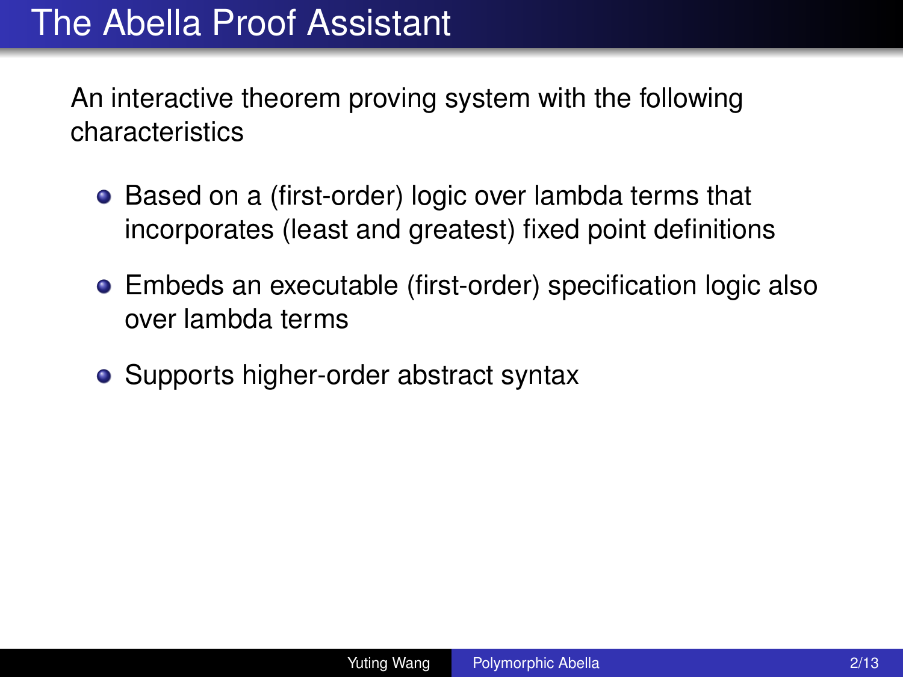# The Abella Proof Assistant

An interactive theorem proving system with the following characteristics

- Based on a (first-order) logic over lambda terms that incorporates (least and greatest) fixed point definitions
- Embeds an executable (first-order) specification logic also over lambda terms
- Supports higher-order abstract syntax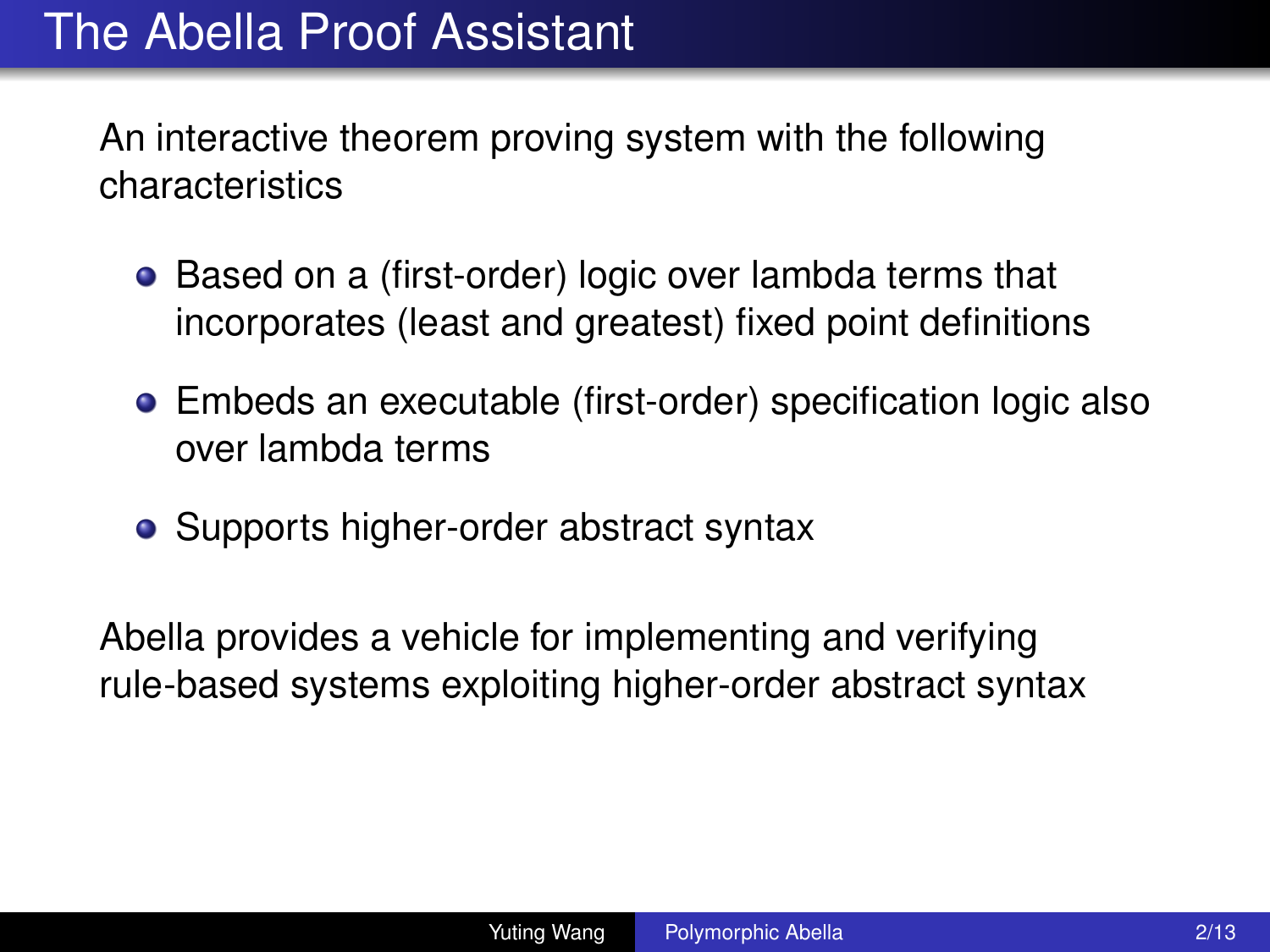# The Abella Proof Assistant

An interactive theorem proving system with the following characteristics

- Based on a (first-order) logic over lambda terms that incorporates (least and greatest) fixed point definitions
- Embeds an executable (first-order) specification logic also over lambda terms
- Supports higher-order abstract syntax

Abella provides a vehicle for implementing and verifying rule-based systems exploiting higher-order abstract syntax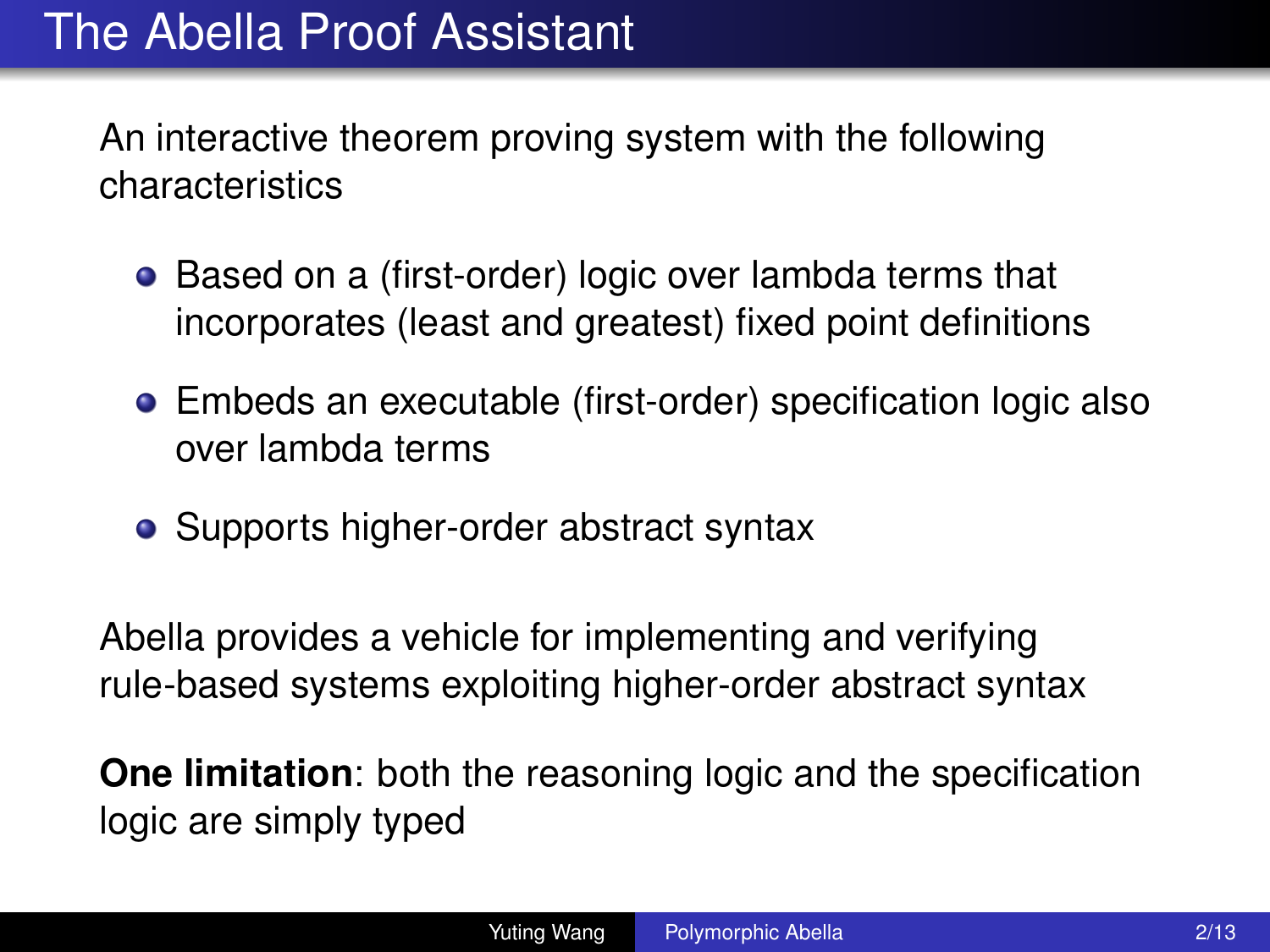# The Abella Proof Assistant

An interactive theorem proving system with the following characteristics

- Based on a (first-order) logic over lambda terms that incorporates (least and greatest) fixed point definitions
- Embeds an executable (first-order) specification logic also over lambda terms
- Supports higher-order abstract syntax

Abella provides a vehicle for implementing and verifying rule-based systems exploiting higher-order abstract syntax

**One limitation**: both the reasoning logic and the specification logic are simply typed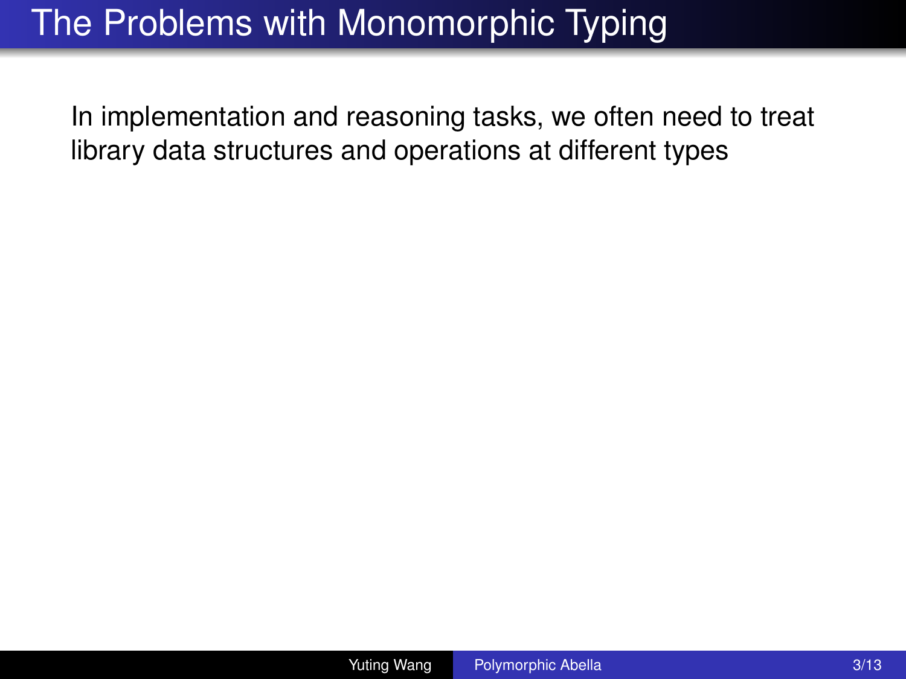# The Problems with Monomorphic Typing

In implementation and reasoning tasks, we often need to treat library data structures and operations at different types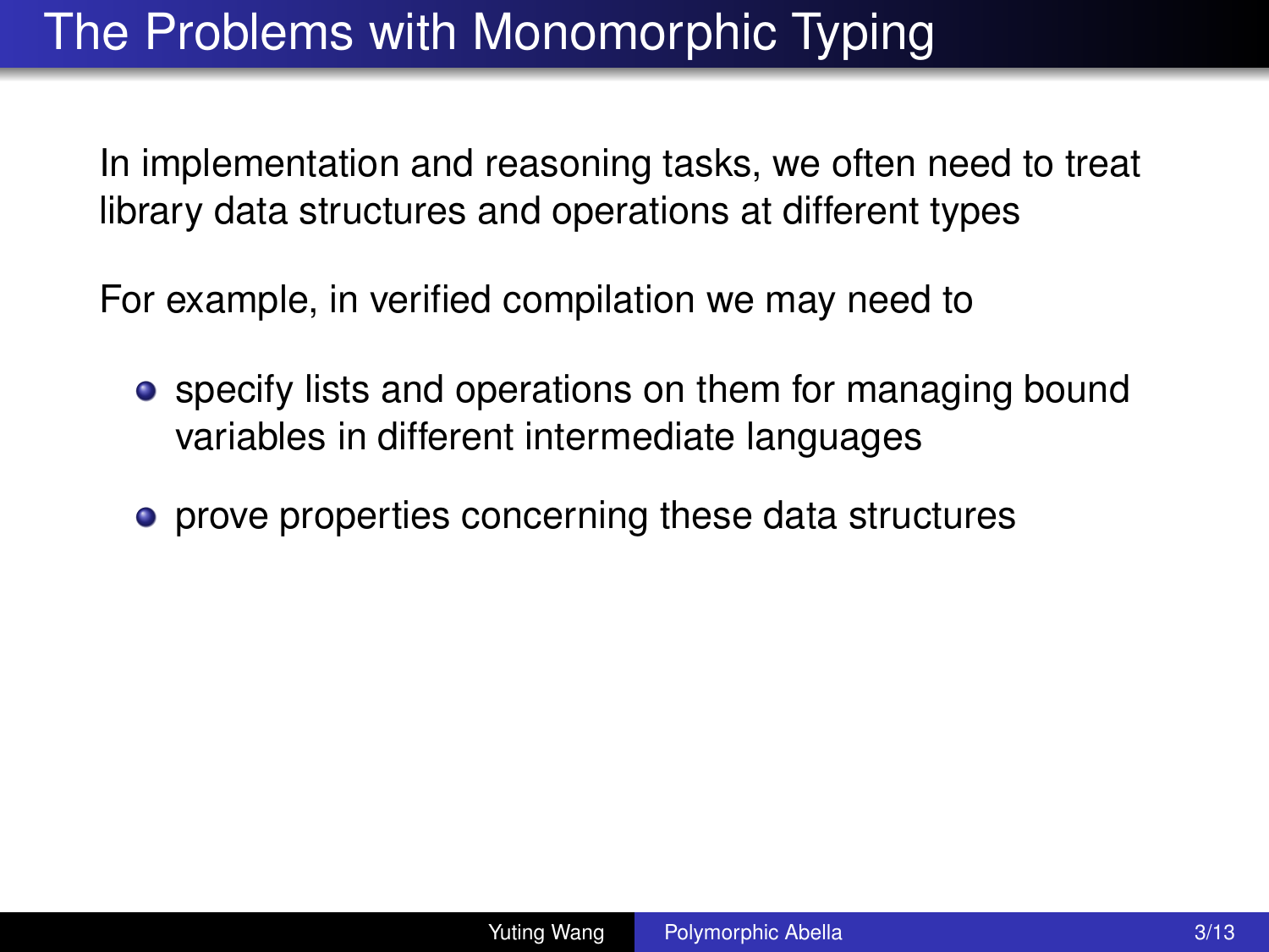# The Problems with Monomorphic Typing

In implementation and reasoning tasks, we often need to treat library data structures and operations at different types

For example, in verified compilation we may need to

- specify lists and operations on them for managing bound variables in different intermediate languages
- prove properties concerning these data structures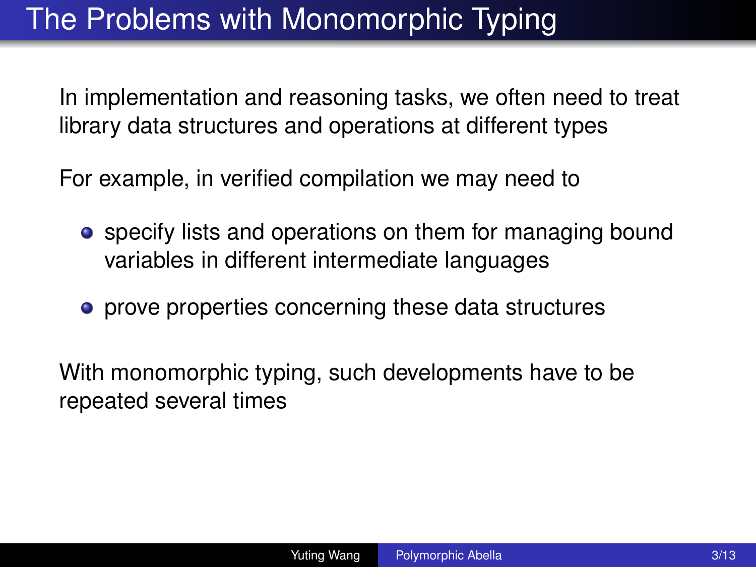# The Problems with Monomorphic Typing

In implementation and reasoning tasks, we often need to treat library data structures and operations at different types

For example, in verified compilation we may need to

- specify lists and operations on them for managing bound variables in different intermediate languages
- prove properties concerning these data structures

With monomorphic typing, such developments have to be repeated several times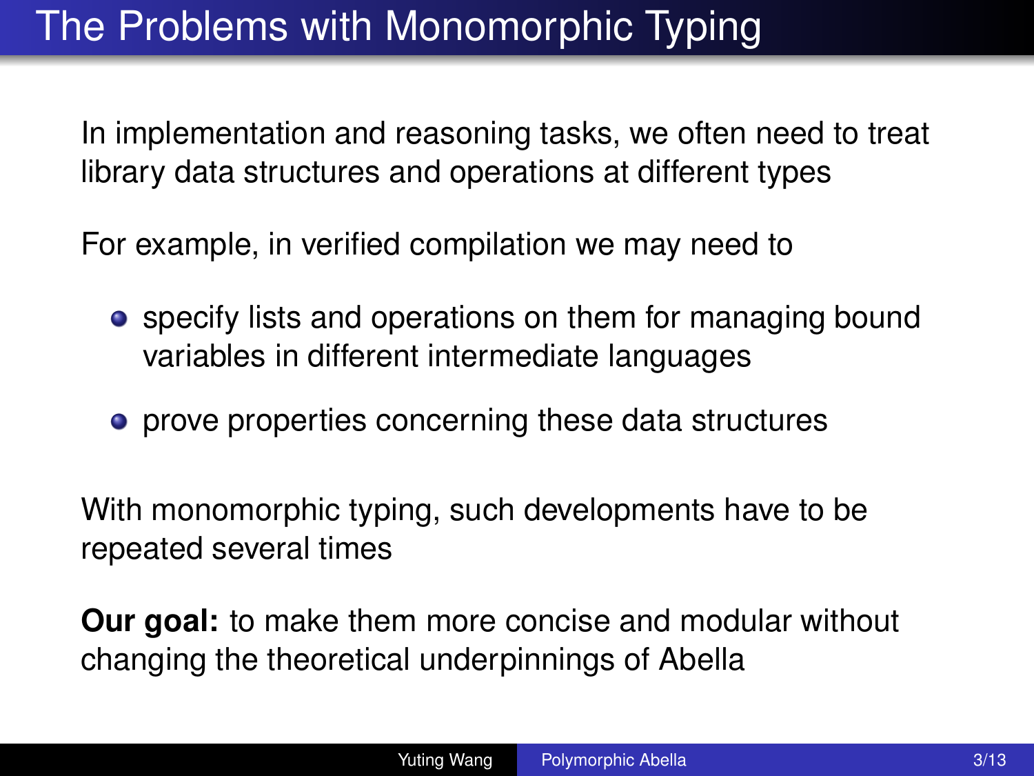# The Problems with Monomorphic Typing

In implementation and reasoning tasks, we often need to treat library data structures and operations at different types

For example, in verified compilation we may need to

- specify lists and operations on them for managing bound variables in different intermediate languages
- prove properties concerning these data structures

With monomorphic typing, such developments have to be repeated several times

**Our goal:** to make them more concise and modular without changing the theoretical underpinnings of Abella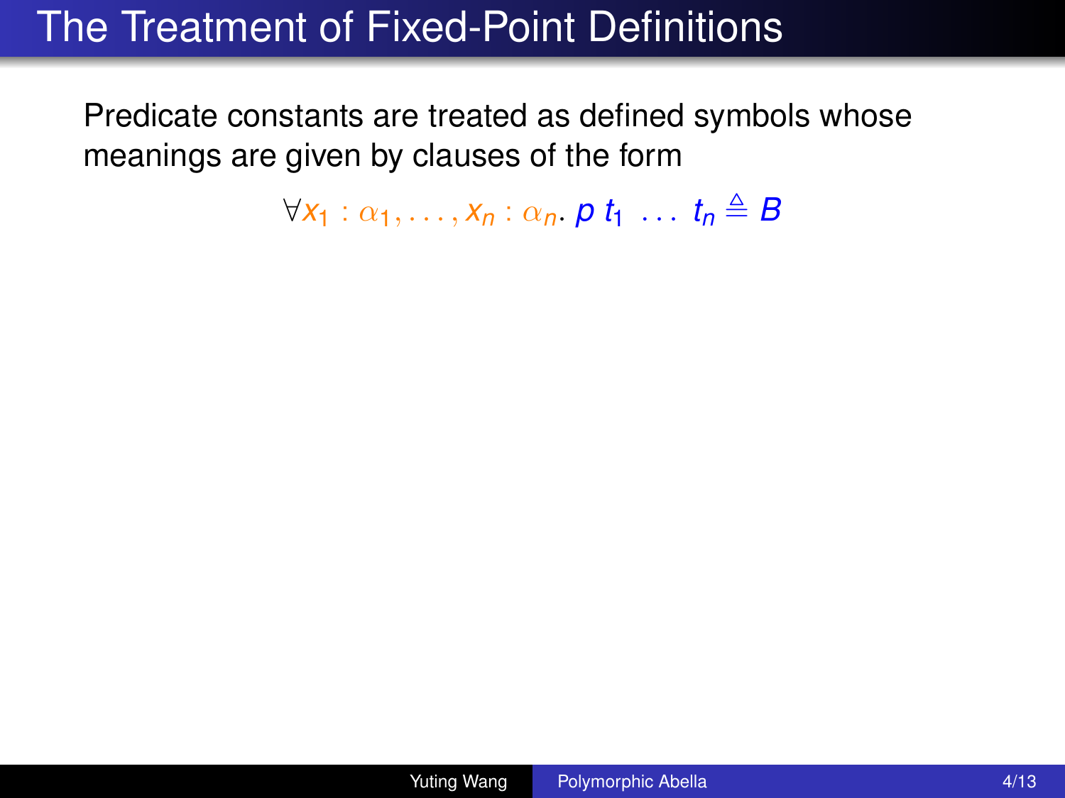# The Treatment of Fixed-Point Definitions

Predicate constants are treated as defined symbols whose meanings are given by clauses of the form

$$\forall x_1 : \alpha_1, \ldots, x_n : \alpha_n.\ p\ t_1\ \ldots\ t_n \triangleq B$$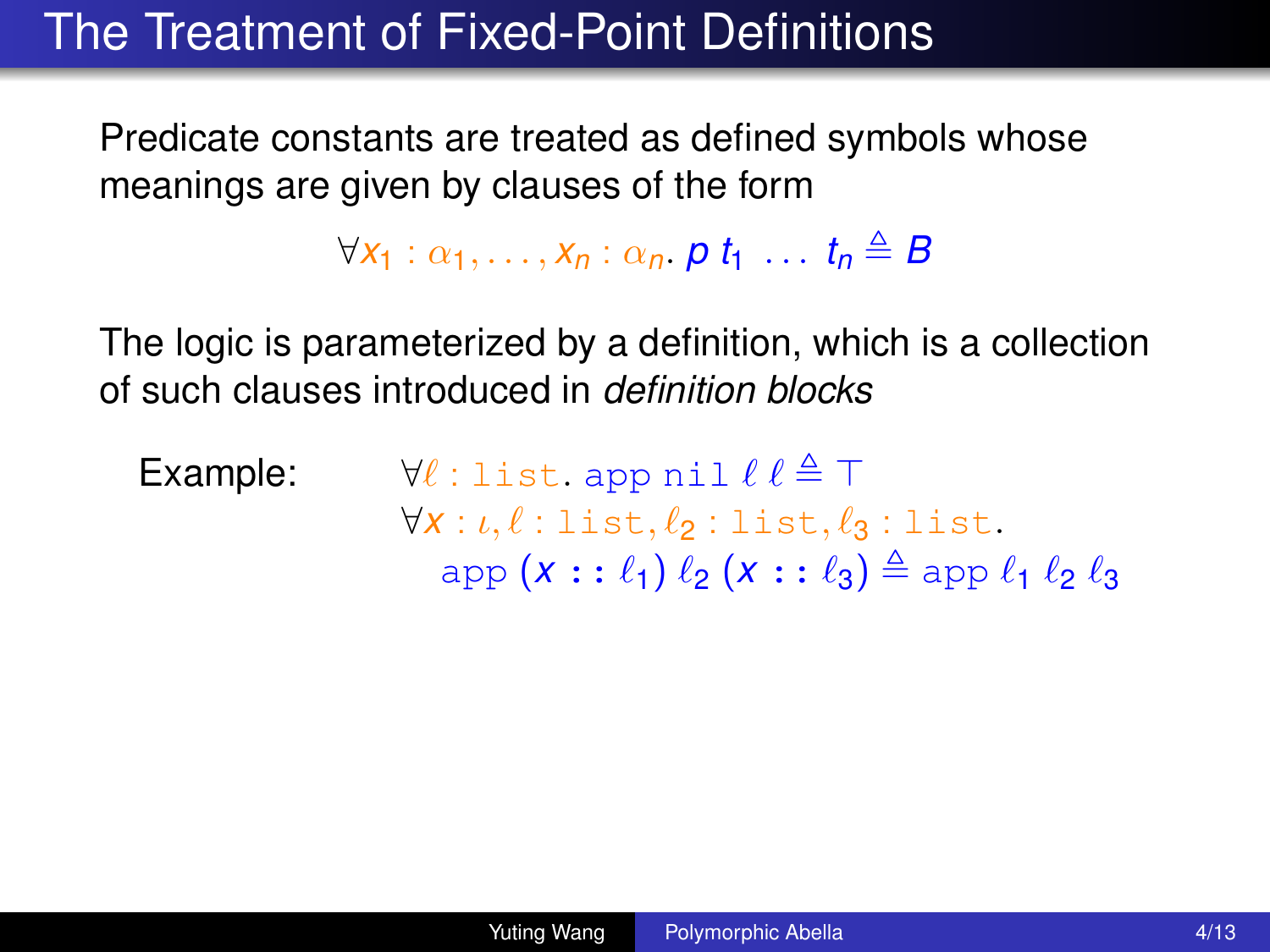# The Treatment of Fixed-Point Definitions

Predicate constants are treated as defined symbols whose meanings are given by clauses of the form

$$\forall x_1 : \alpha_1, \ldots, x_n : \alpha_n.\ p\ t_1\ \ldots\ t_n \triangleq B$$

The logic is parameterized by a definition, which is a collection of such clauses introduced in *definition blocks*

Example:

$$\forall \ell : \texttt{list}.\ \texttt{app}\ \texttt{nil}\ \ell\ \ell \triangleq \top$$

$$\forall x : \iota, \ell : \texttt{list}, \ell_2 : \texttt{list}, \ell_3 : \texttt{list}.$$
$$\texttt{app}\ (x :: \ell_1)\ \ell_2\ (x :: \ell_3) \triangleq \texttt{app}\ \ell_1\ \ell_2\ \ell_3$$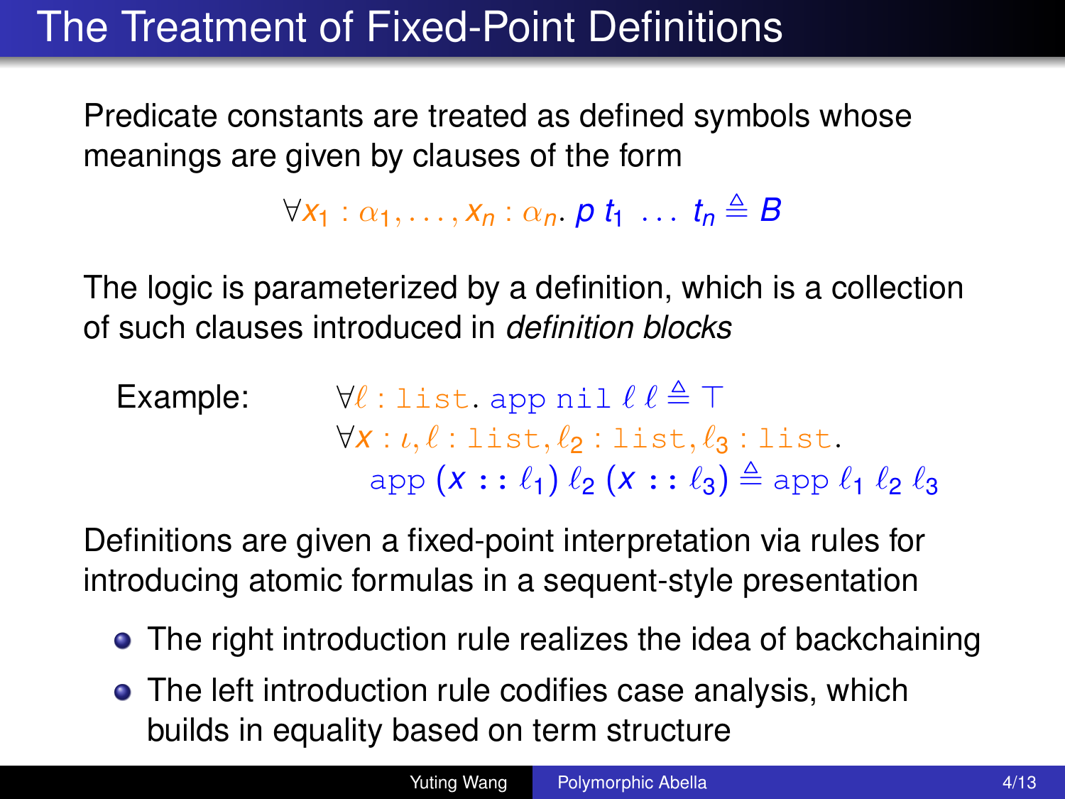# The Treatment of Fixed-Point Definitions

Predicate constants are treated as defined symbols whose meanings are given by clauses of the form

$$\forall x_1 : \alpha_1, \ldots, x_n : \alpha_n.\ p\ t_1\ \ldots\ t_n \triangleq B$$

The logic is parameterized by a definition, which is a collection of such clauses introduced in *definition blocks*

Example:

$$\forall \ell : \mathtt{list}.\ \mathtt{app}\ \mathtt{nil}\ \ell\ \ell \triangleq \top$$

$$\forall x : \iota, \ell : \mathtt{list}, \ell_2 : \mathtt{list}, \ell_3 : \mathtt{list}.$$
$$\mathtt{app}\ (x :: \ell_1)\ \ell_2\ (x :: \ell_3) \triangleq \mathtt{app}\ \ell_1\ \ell_2\ \ell_3$$

Definitions are given a fixed-point interpretation via rules for introducing atomic formulas in a sequent-style presentation

- The right introduction rule realizes the idea of backchaining
- The left introduction rule codifies case analysis, which builds in equality based on term structure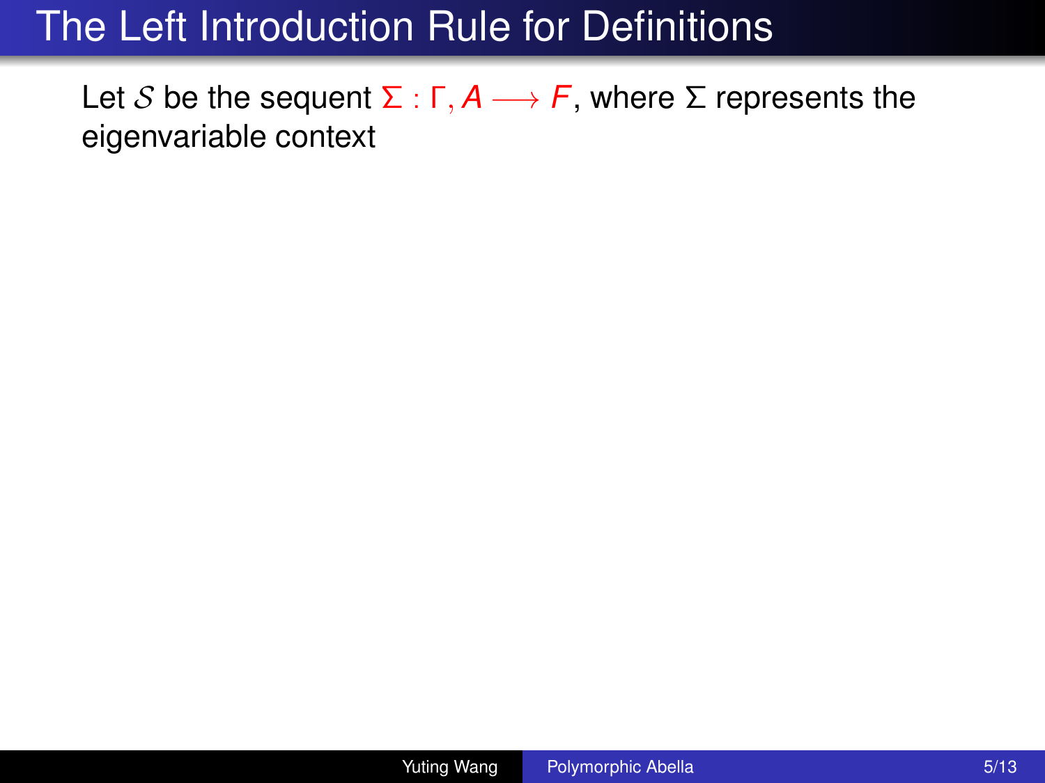# The Left Introduction Rule for Definitions

Let $\mathcal{S}$ be the sequent $\Sigma : \Gamma, A \longrightarrow F$, where $\Sigma$ represents the eigenvariable context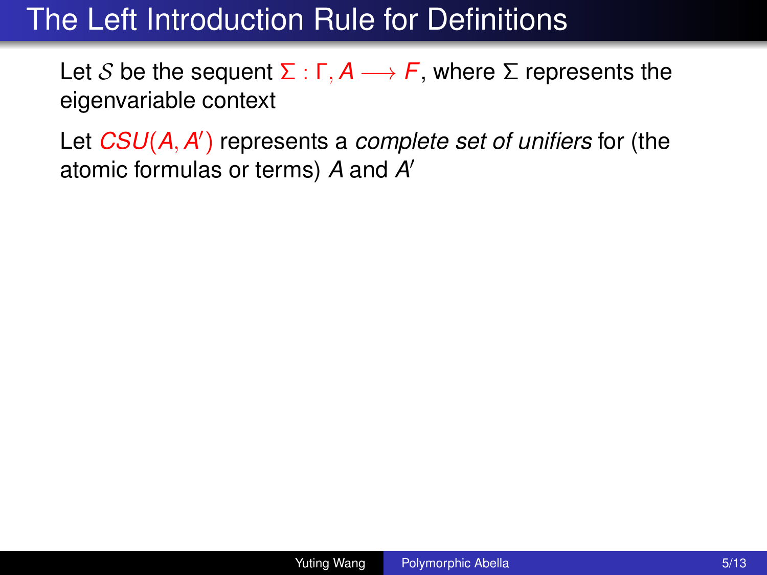# The Left Introduction Rule for Definitions

Let $\mathcal{S}$ be the sequent $\Sigma : \Gamma, A \longrightarrow F$, where $\Sigma$ represents the eigenvariable context

Let $CSU(A, A')$ represents a *complete set of unifiers* for (the atomic formulas or terms) $A$ and $A'$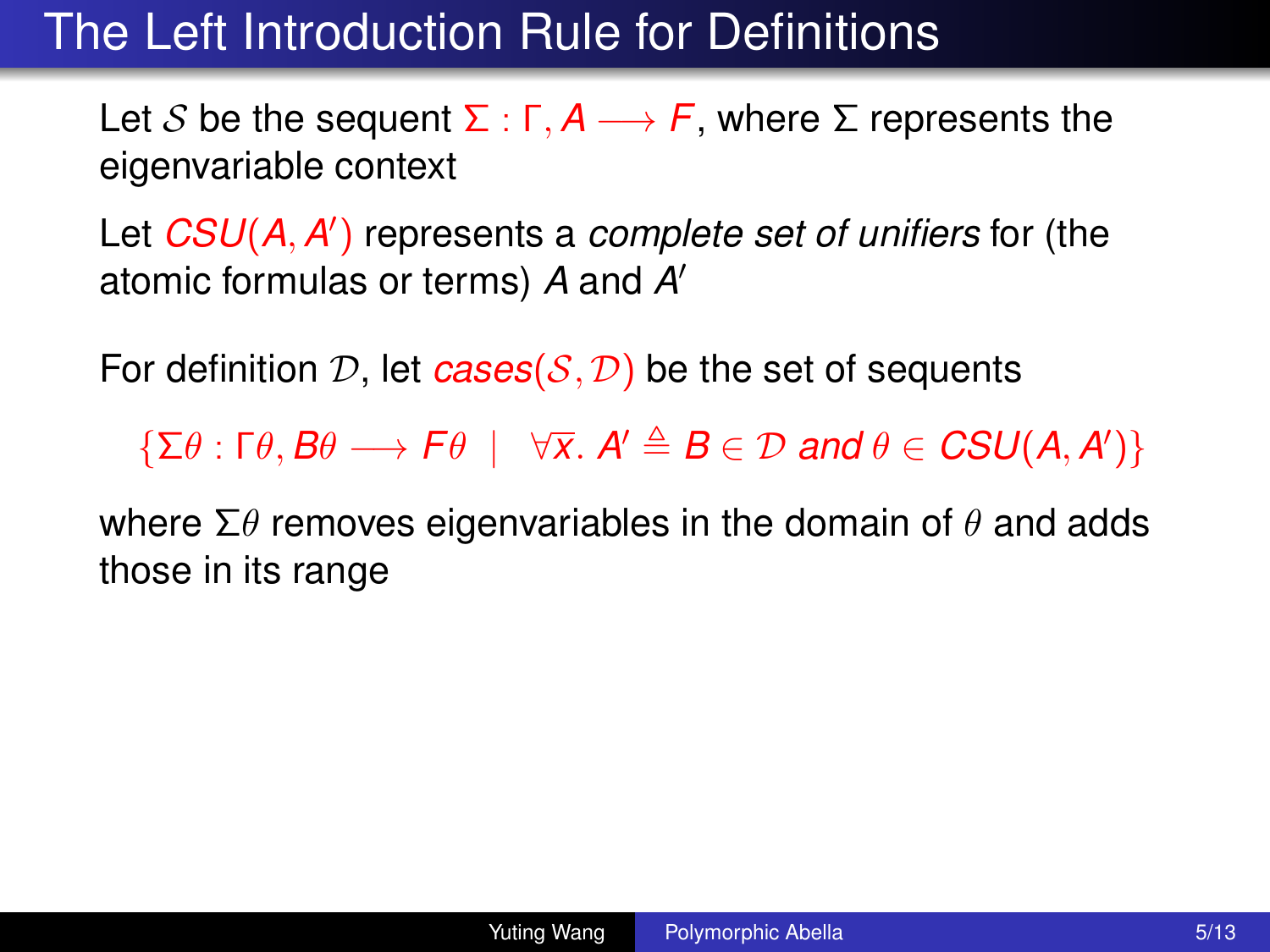# The Left Introduction Rule for Definitions

Let $\mathcal{S}$ be the sequent $\Sigma : \Gamma, A \longrightarrow F$, where $\Sigma$ represents the eigenvariable context

Let $CSU(A, A')$ represents a *complete set of unifiers* for (the atomic formulas or terms) $A$ and $A'$

For definition $\mathcal{D}$, let $\mathit{cases}(\mathcal{S}, \mathcal{D})$ be the set of sequents

$$\{\Sigma\theta : \Gamma\theta, B\theta \longrightarrow F\theta \ \mid \ \forall \bar{x}.\ A' \triangleq B \in \mathcal{D} \text{ and } \theta \in CSU(A, A')\}$$

where $\Sigma\theta$ removes eigenvariables in the domain of $\theta$ and adds those in its range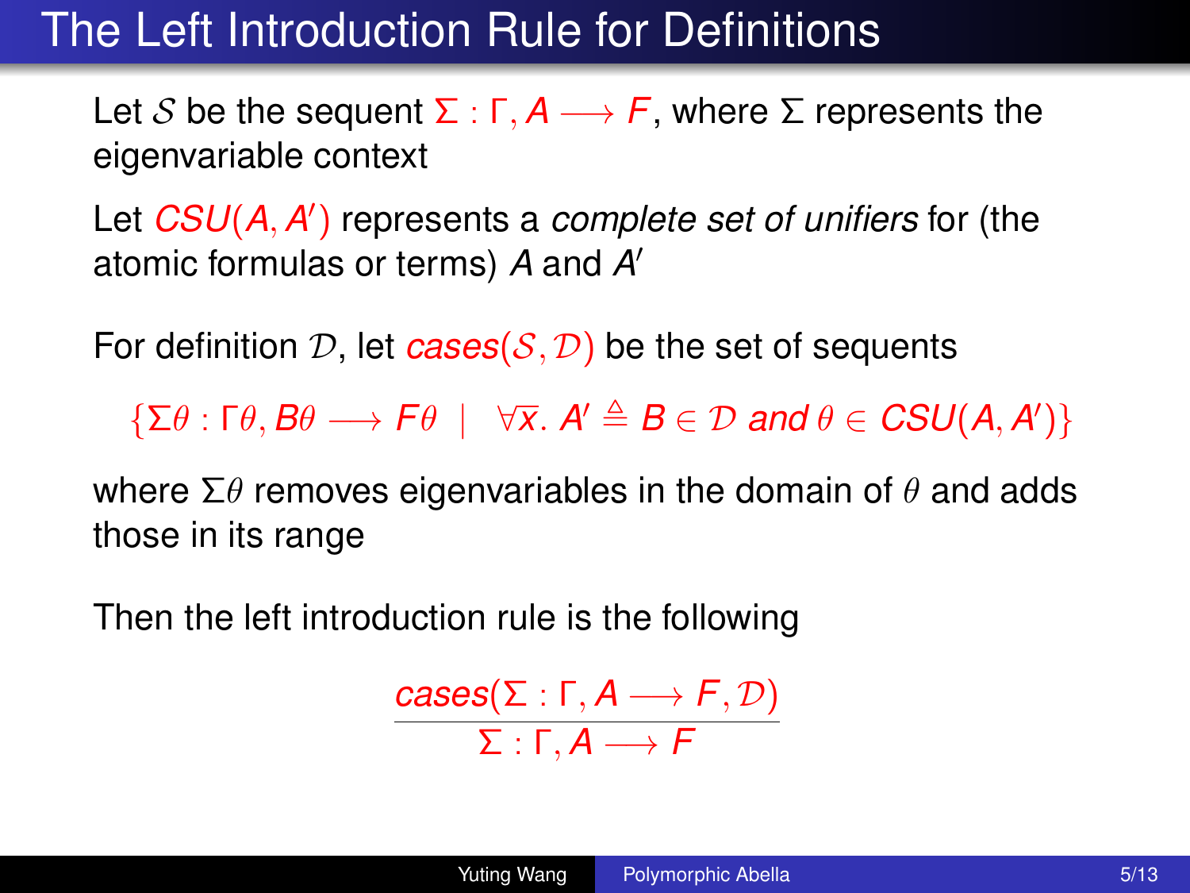# The Left Introduction Rule for Definitions

Let $\mathcal{S}$ be the sequent $\Sigma : \Gamma, A \longrightarrow F$, where $\Sigma$ represents the eigenvariable context

Let $CSU(A, A')$ represents a *complete set of unifiers* for (the atomic formulas or terms) $A$ and $A'$

For definition $\mathcal{D}$, let $cases(\mathcal{S}, \mathcal{D})$ be the set of sequents

$$\{\Sigma\theta : \Gamma\theta, B\theta \longrightarrow F\theta \mid \forall \overline{x}.\ A' \triangleq B \in \mathcal{D} \text{ and } \theta \in CSU(A, A')\}$$

where $\Sigma\theta$ removes eigenvariables in the domain of $\theta$ and adds those in its range

Then the left introduction rule is the following

$$\frac{cases(\Sigma : \Gamma, A \longrightarrow F, \mathcal{D})}{\Sigma : \Gamma, A \longrightarrow F}$$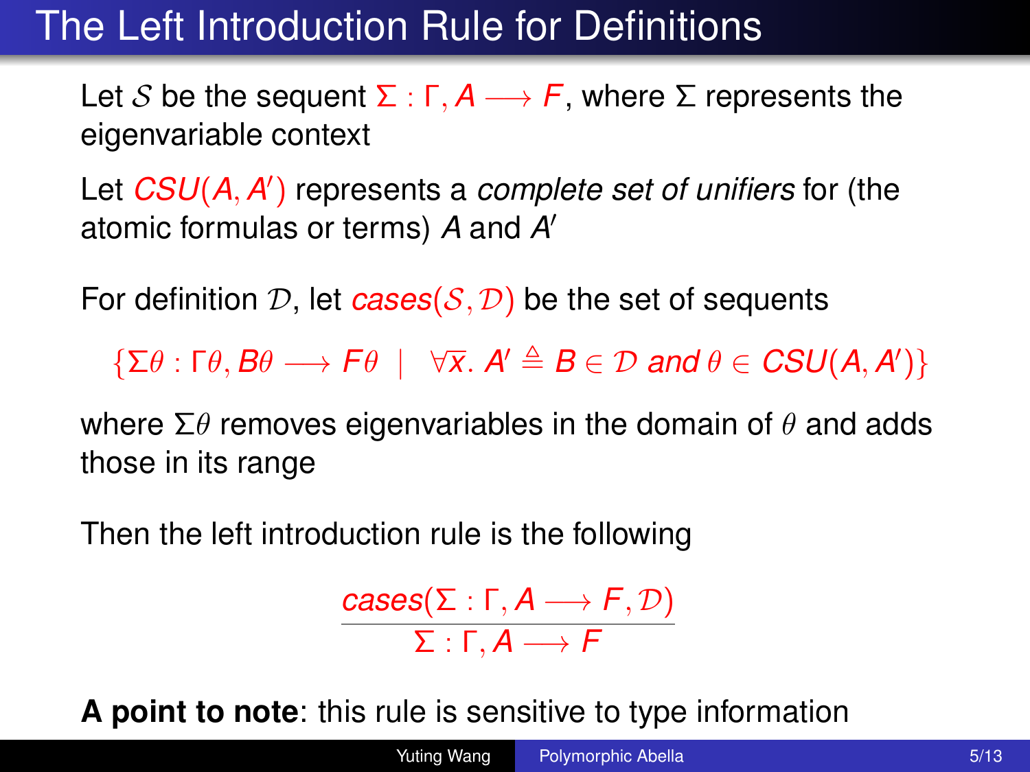# The Left Introduction Rule for Definitions

Let $\mathcal{S}$ be the sequent $\Sigma : \Gamma, A \longrightarrow F$, where $\Sigma$ represents the eigenvariable context

Let $CSU(A, A')$ represents a *complete set of unifiers* for (the atomic formulas or terms) $A$ and $A'$

For definition $\mathcal{D}$, let $cases(\mathcal{S}, \mathcal{D})$ be the set of sequents

$$\{\Sigma\theta : \Gamma\theta, B\theta \longrightarrow F\theta \;\mid\; \forall \overline{x}.\, A' \triangleq B \in \mathcal{D} \text{ and } \theta \in CSU(A, A')\}$$

where $\Sigma\theta$ removes eigenvariables in the domain of $\theta$ and adds those in its range

Then the left introduction rule is the following

$$\frac{cases(\Sigma : \Gamma, A \longrightarrow F, \mathcal{D})}{\Sigma : \Gamma, A \longrightarrow F}$$

**A point to note**: this rule is sensitive to type information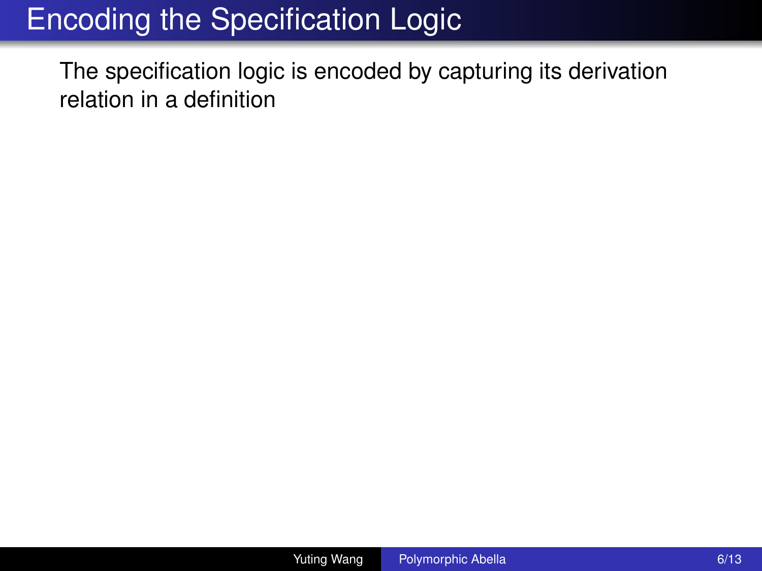# Encoding the Specification Logic

The specification logic is encoded by capturing its derivation relation in a definition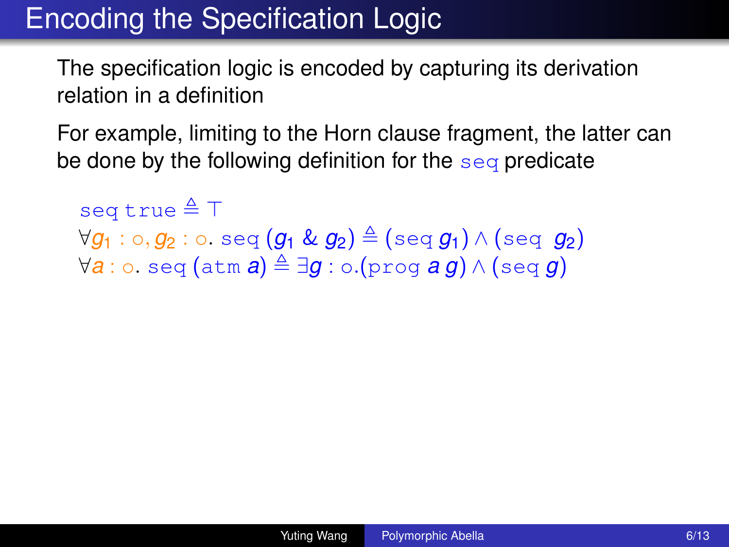# Encoding the Specification Logic

The specification logic is encoded by capturing its derivation relation in a definition

For example, limiting to the Horn clause fragment, the latter can be done by the following definition for the `seq` predicate

$$\texttt{seq}\,\texttt{true} \triangleq \top$$
$$\forall g_1 : \texttt{o}, g_2 : \texttt{o}.\ \texttt{seq}\,(g_1\ \&\ g_2) \triangleq (\texttt{seq}\,g_1) \wedge (\texttt{seq}\ g_2)$$
$$\forall a : \texttt{o}.\ \texttt{seq}\,(\texttt{atm}\ a) \triangleq \exists g : \texttt{o}.(\texttt{prog}\ a\ g) \wedge (\texttt{seq}\ g)$$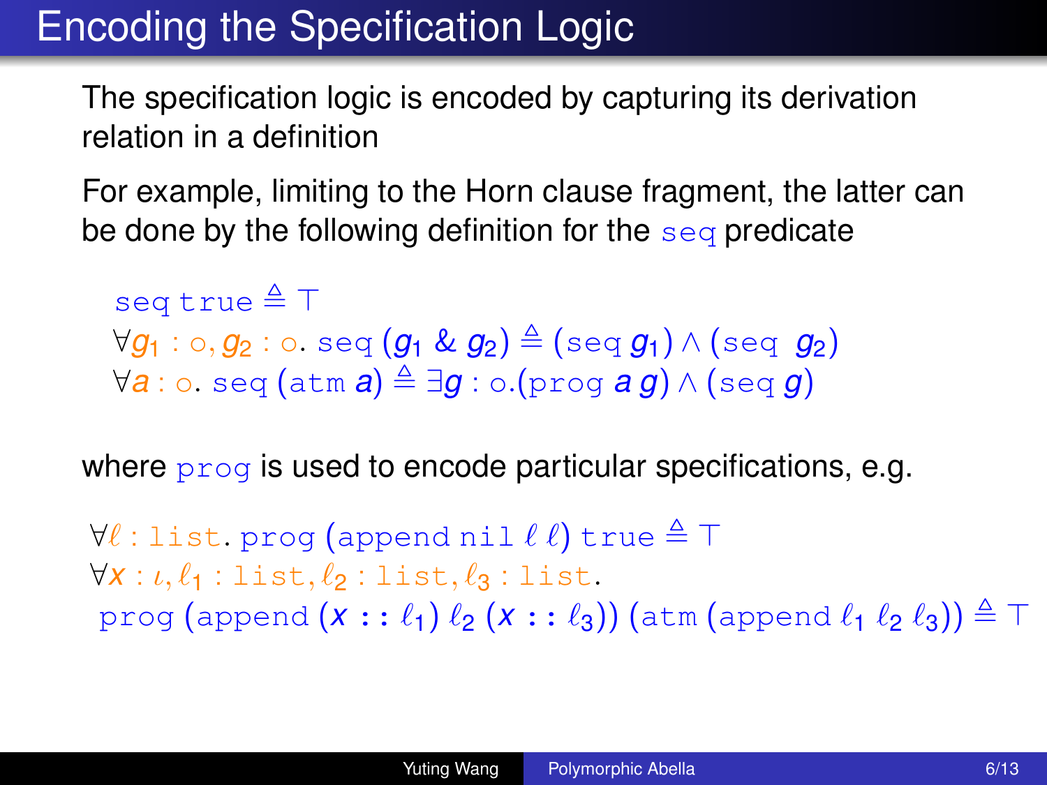# Encoding the Specification Logic

The specification logic is encoded by capturing its derivation relation in a definition

For example, limiting to the Horn clause fragment, the latter can be done by the following definition for the $\mathtt{seq}$ predicate

$$
\begin{array}{l}
\mathtt{seq}\ \mathtt{true} \triangleq \top \\
\forall g_1 : \mathtt{o}, g_2 : \mathtt{o}.\ \mathtt{seq}\ (g_1\ \&\ g_2) \triangleq (\mathtt{seq}\ g_1) \wedge (\mathtt{seq}\ \ g_2) \\
\forall a : \mathtt{o}.\ \mathtt{seq}\ (\mathtt{atm}\ a) \triangleq \exists g : \mathtt{o}.(\mathtt{prog}\ a\ g) \wedge (\mathtt{seq}\ g)
\end{array}
$$

where $\mathtt{prog}$ is used to encode particular specifications, e.g.

$$
\begin{array}{l}
\forall \ell : \mathtt{list}.\ \mathtt{prog}\ (\mathtt{append}\ \mathtt{nil}\ \ell\ \ell)\ \mathtt{true} \triangleq \top \\
\forall x : \iota, \ell_1 : \mathtt{list}, \ell_2 : \mathtt{list}, \ell_3 : \mathtt{list}. \\
\mathtt{prog}\ (\mathtt{append}\ (x :: \ell_1)\ \ell_2\ (x :: \ell_3))\ (\mathtt{atm}\ (\mathtt{append}\ \ell_1\ \ell_2\ \ell_3)) \triangleq \top
\end{array}
$$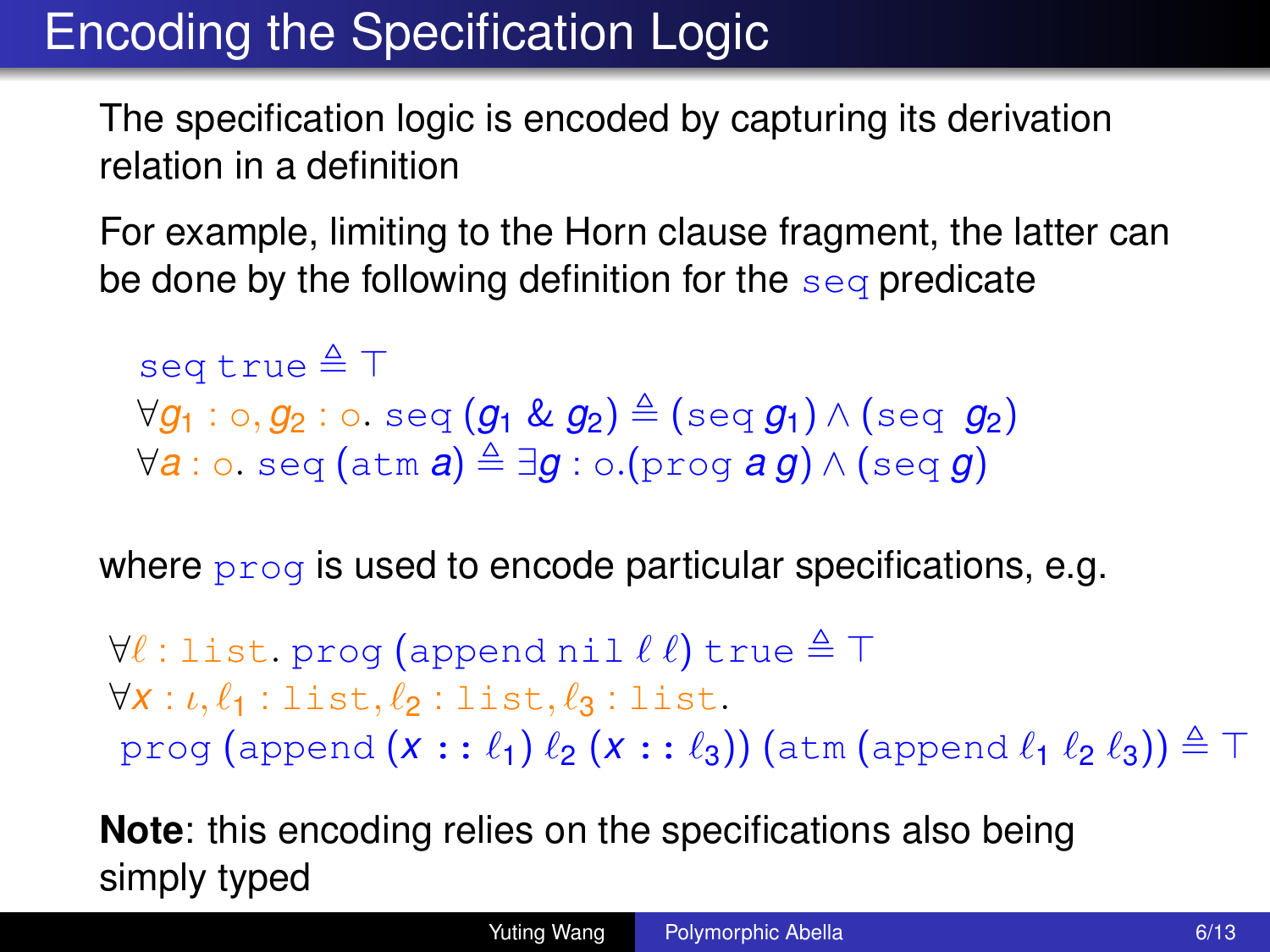# Encoding the Specification Logic

The specification logic is encoded by capturing its derivation relation in a definition

For example, limiting to the Horn clause fragment, the latter can be done by the following definition for the $\mathtt{seq}$ predicate

$$\mathtt{seq}\ \mathtt{true} \triangleq \top$$
$$\forall g_1 : \mathtt{o}, g_2 : \mathtt{o}.\ \mathtt{seq}\ (g_1\ \&\ g_2) \triangleq (\mathtt{seq}\ g_1) \wedge (\mathtt{seq}\ \ g_2)$$
$$\forall a : \mathtt{o}.\ \mathtt{seq}\ (\mathtt{atm}\ a) \triangleq \exists g : \mathtt{o}.(\mathtt{prog}\ a\ g) \wedge (\mathtt{seq}\ g)$$

where $\mathtt{prog}$ is used to encode particular specifications, e.g.

$$\forall \ell : \mathtt{list}.\ \mathtt{prog}\ (\mathtt{append}\ \mathtt{nil}\ \ell\ \ell)\ \mathtt{true} \triangleq \top$$
$$\forall x : \iota, \ell_1 : \mathtt{list}, \ell_2 : \mathtt{list}, \ell_3 : \mathtt{list}.$$
$$\mathtt{prog}\ (\mathtt{append}\ (x :: \ell_1)\ \ell_2\ (x :: \ell_3))\ (\mathtt{atm}\ (\mathtt{append}\ \ell_1\ \ell_2\ \ell_3)) \triangleq \top$$

**Note**: this encoding relies on the specifications also being simply typed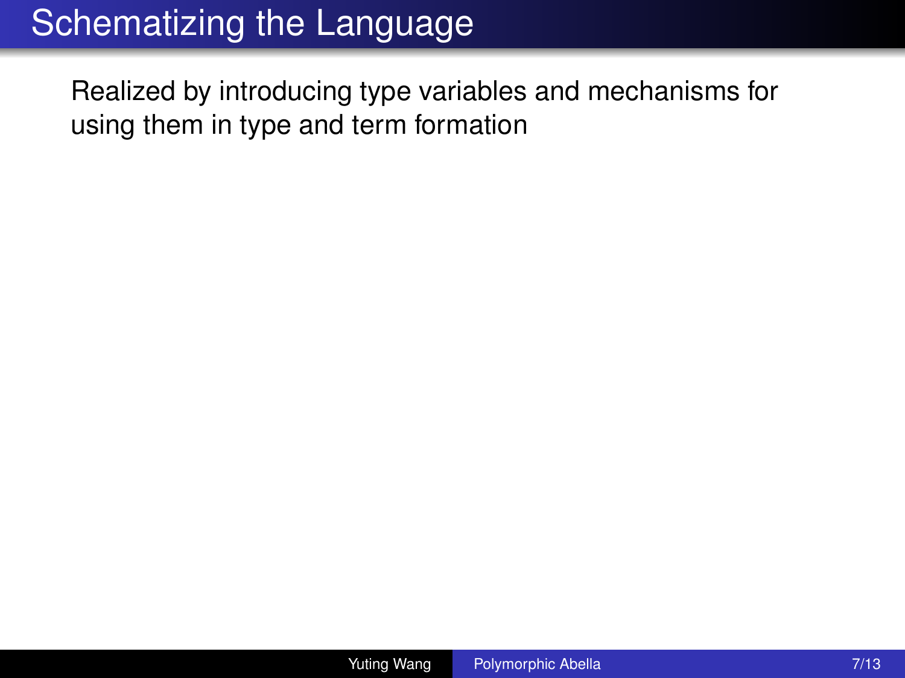# Schematizing the Language

Realized by introducing type variables and mechanisms for using them in type and term formation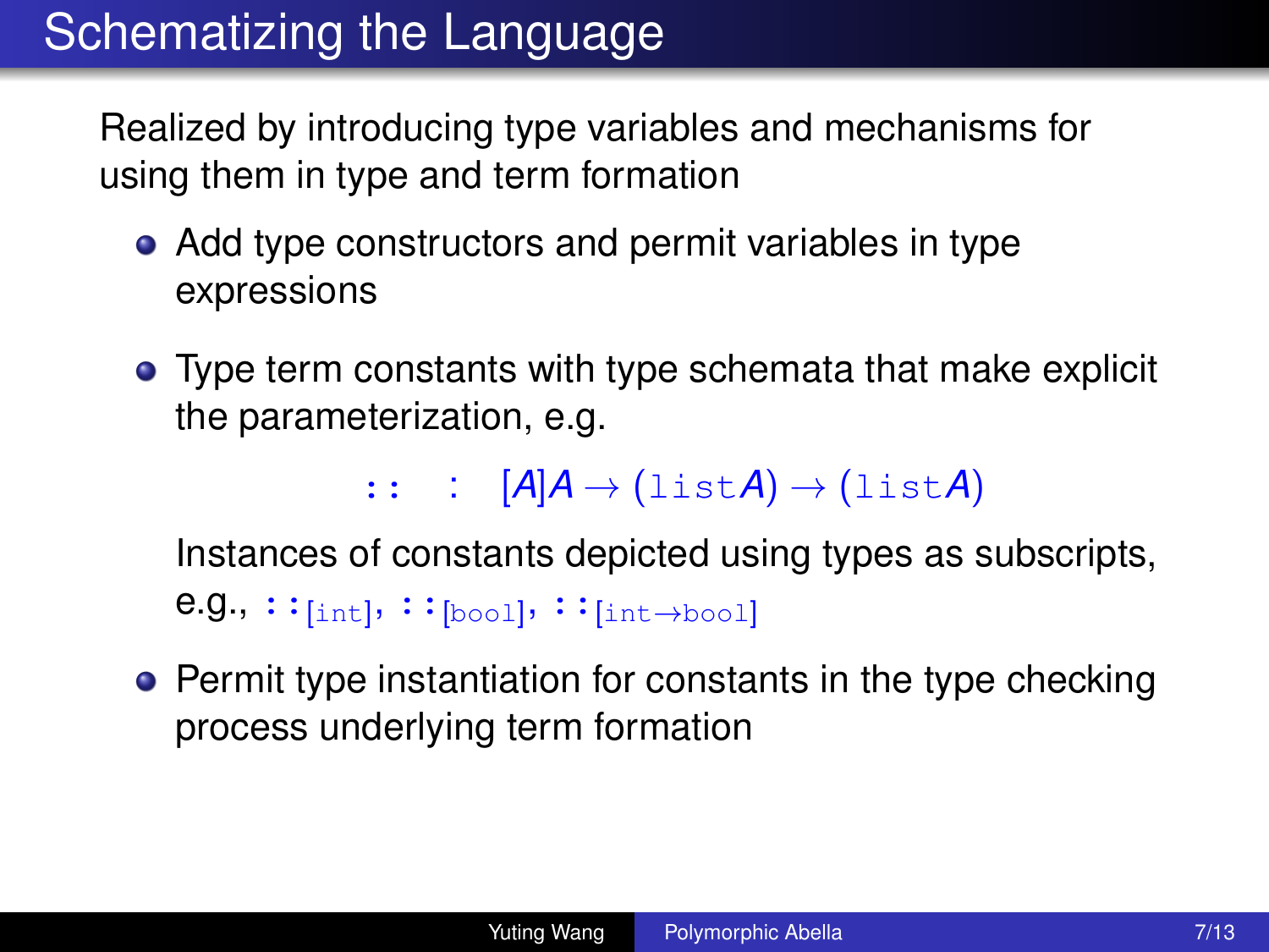# Schematizing the Language

Realized by introducing type variables and mechanisms for using them in type and term formation

- Add type constructors and permit variables in type expressions
- Type term constants with type schemata that make explicit the parameterization, e.g.

  $$\texttt{::} \quad : \quad [A]A \rightarrow (\texttt{list}\,A) \rightarrow (\texttt{list}\,A)$$

  Instances of constants depicted using types as subscripts, e.g., $\texttt{::}_{[\texttt{int}]}$, $\texttt{::}_{[\texttt{bool}]}$, $\texttt{::}_{[\texttt{int} \rightarrow \texttt{bool}]}$
- Permit type instantiation for constants in the type checking process underlying term formation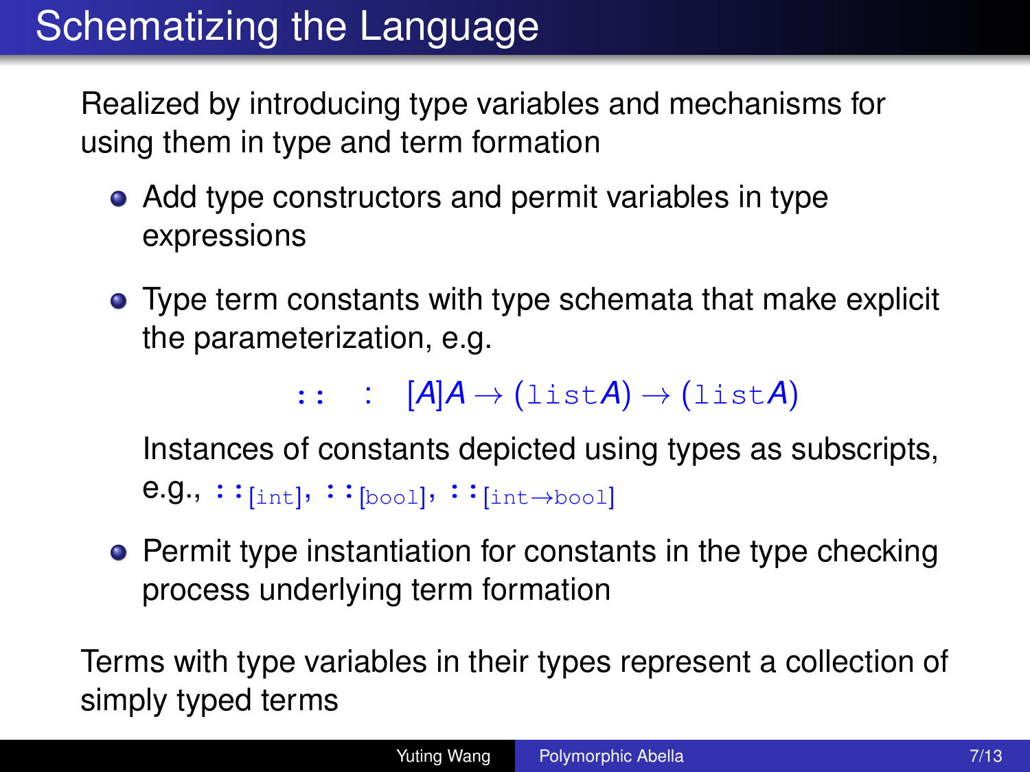# Schematizing the Language

Realized by introducing type variables and mechanisms for using them in type and term formation

- Add type constructors and permit variables in type expressions
- Type term constants with type schemata that make explicit the parameterization, e.g.

  $$\texttt{::} \quad : \quad [A]A \to (\texttt{list}\,A) \to (\texttt{list}\,A)$$

  Instances of constants depicted using types as subscripts, e.g., $\texttt{::}_{[\texttt{int}]}$, $\texttt{::}_{[\texttt{bool}]}$, $\texttt{::}_{[\texttt{int} \to \texttt{bool}]}$

- Permit type instantiation for constants in the type checking process underlying term formation

Terms with type variables in their types represent a collection of simply typed terms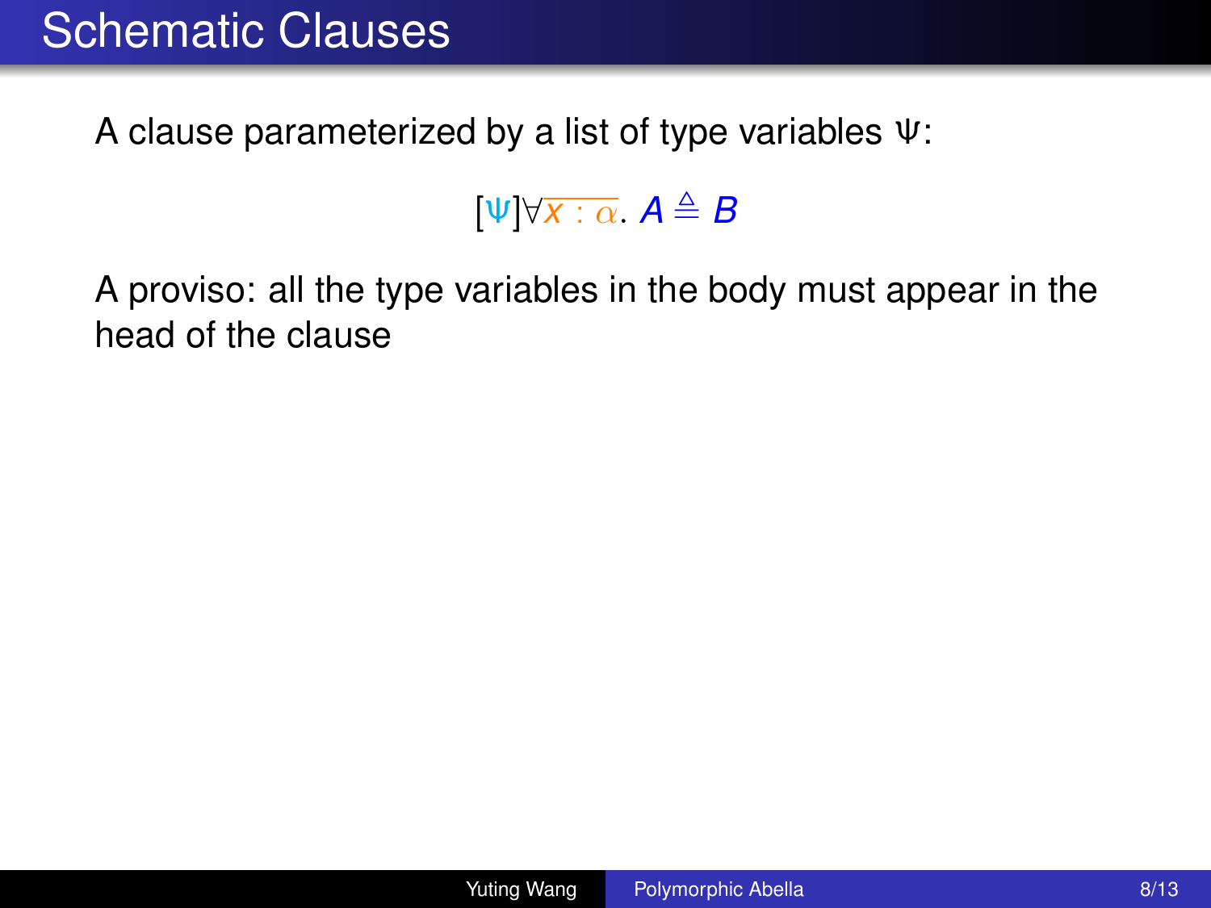# Schematic Clauses

A clause parameterized by a list of type variables $\Psi$:

$$[\Psi]\forall \overline{x : \alpha}.\ A \triangleq B$$

A proviso: all the type variables in the body must appear in the head of the clause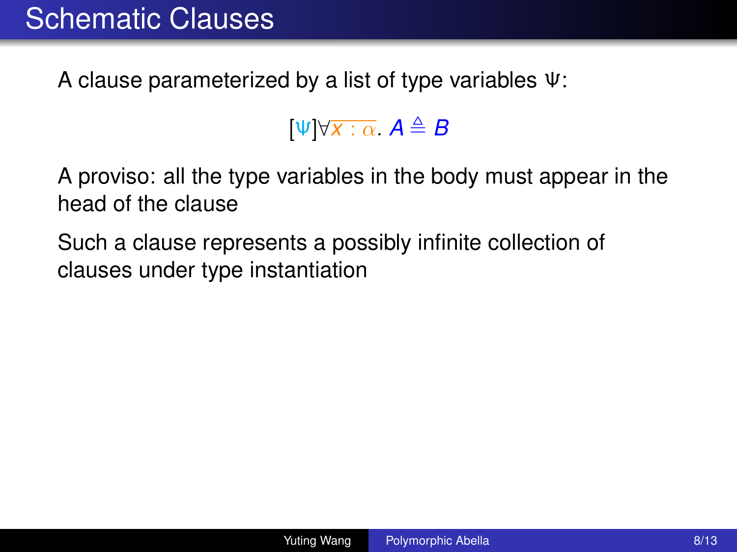# Schematic Clauses

A clause parameterized by a list of type variables $\Psi$:

$$[\Psi]\forall \overline{x : \alpha}.\ A \triangleq B$$

A proviso: all the type variables in the body must appear in the head of the clause

Such a clause represents a possibly infinite collection of clauses under type instantiation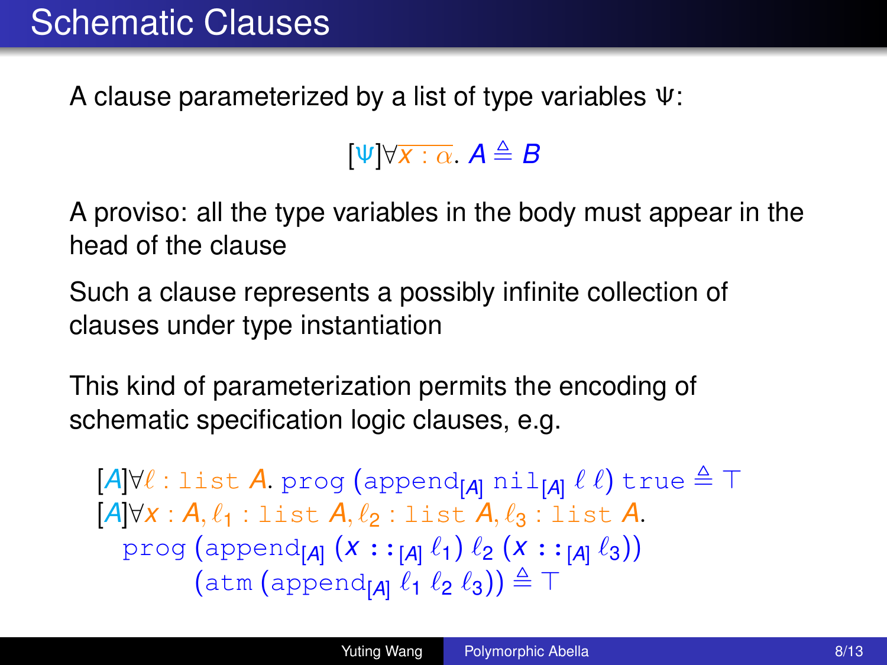# Schematic Clauses

A clause parameterized by a list of type variables Ψ:

$$[\Psi]\forall \overline{x : \alpha}.\ A \triangleq B$$

A proviso: all the type variables in the body must appear in the head of the clause

Such a clause represents a possibly infinite collection of clauses under type instantiation

This kind of parameterization permits the encoding of schematic specification logic clauses, e.g.

$$[A]\forall \ell : \texttt{list}\ A.\ \texttt{prog}\ (\texttt{append}_{[A]}\ \texttt{nil}_{[A]}\ \ell\ \ell)\ \texttt{true} \triangleq \top$$

$$[A]\forall x : A, \ell_1 : \texttt{list}\ A, \ell_2 : \texttt{list}\ A, \ell_3 : \texttt{list}\ A.$$
$$\texttt{prog}\ (\texttt{append}_{[A]}\ (x\ \texttt{::}_{[A]}\ \ell_1)\ \ell_2\ (x\ \texttt{::}_{[A]}\ \ell_3))$$
$$(\texttt{atm}\ (\texttt{append}_{[A]}\ \ell_1\ \ell_2\ \ell_3)) \triangleq \top$$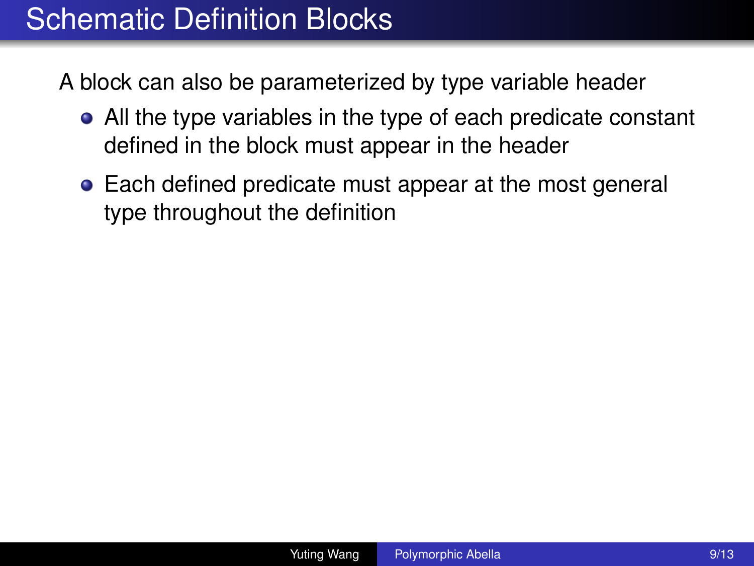# Schematic Definition Blocks

A block can also be parameterized by type variable header

- All the type variables in the type of each predicate constant defined in the block must appear in the header
- Each defined predicate must appear at the most general type throughout the definition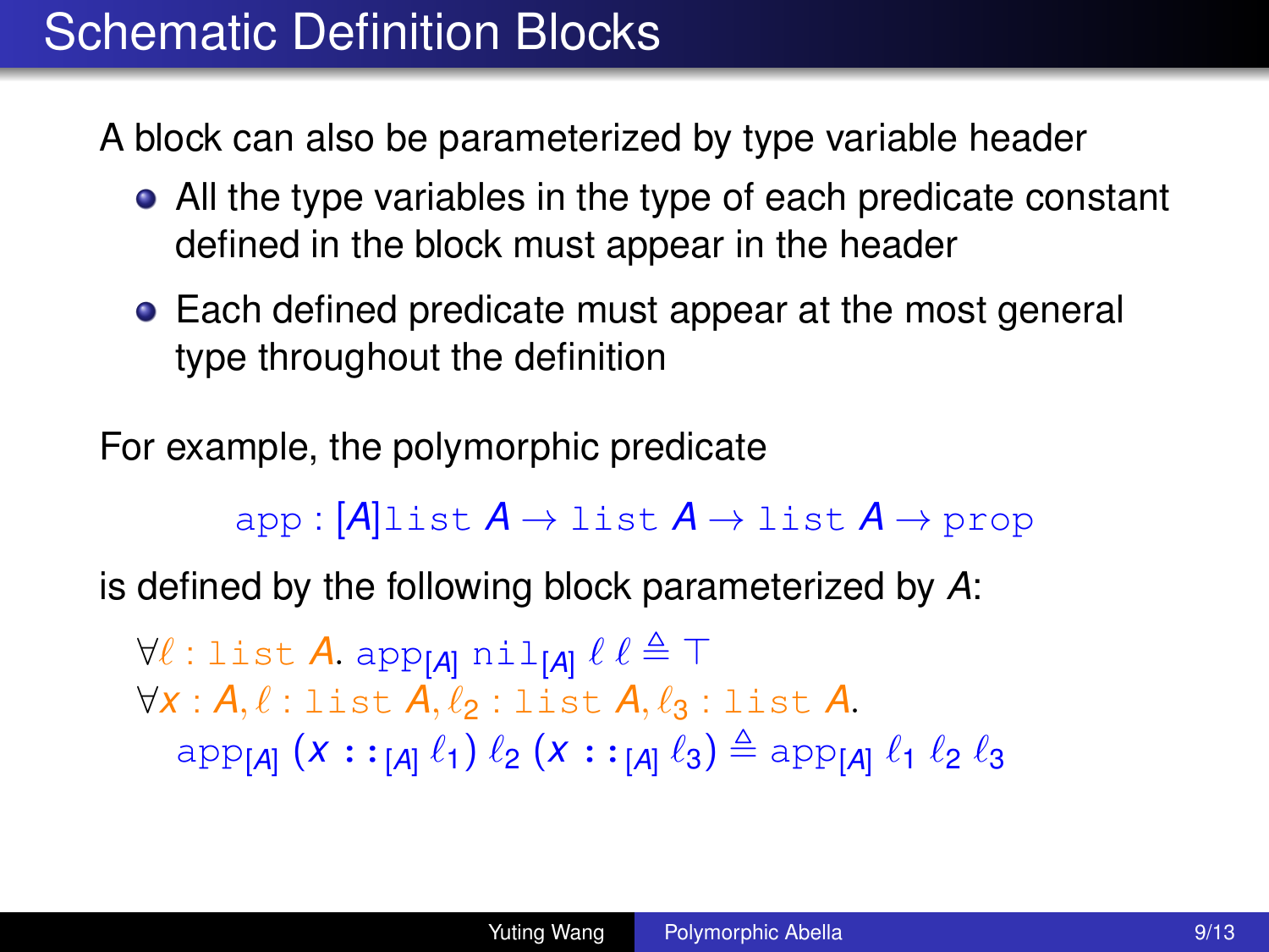# Schematic Definition Blocks

A block can also be parameterized by type variable header

- All the type variables in the type of each predicate constant defined in the block must appear in the header
- Each defined predicate must appear at the most general type throughout the definition

For example, the polymorphic predicate

$$\mathtt{app} : [A]\mathtt{list}\ A \to \mathtt{list}\ A \to \mathtt{list}\ A \to \mathtt{prop}$$

is defined by the following block parameterized by $A$:

$$\forall \ell : \mathtt{list}\ A.\ \mathtt{app}_{[A]}\ \mathtt{nil}_{[A]}\ \ell\ \ell \triangleq \top$$

$$\forall x : A, \ell : \mathtt{list}\ A, \ell_2 : \mathtt{list}\ A, \ell_3 : \mathtt{list}\ A.$$

$$\mathtt{app}_{[A]}\ (x :: _{[A]}\ \ell_1)\ \ell_2\ (x :: _{[A]}\ \ell_3) \triangleq \mathtt{app}_{[A]}\ \ell_1\ \ell_2\ \ell_3$$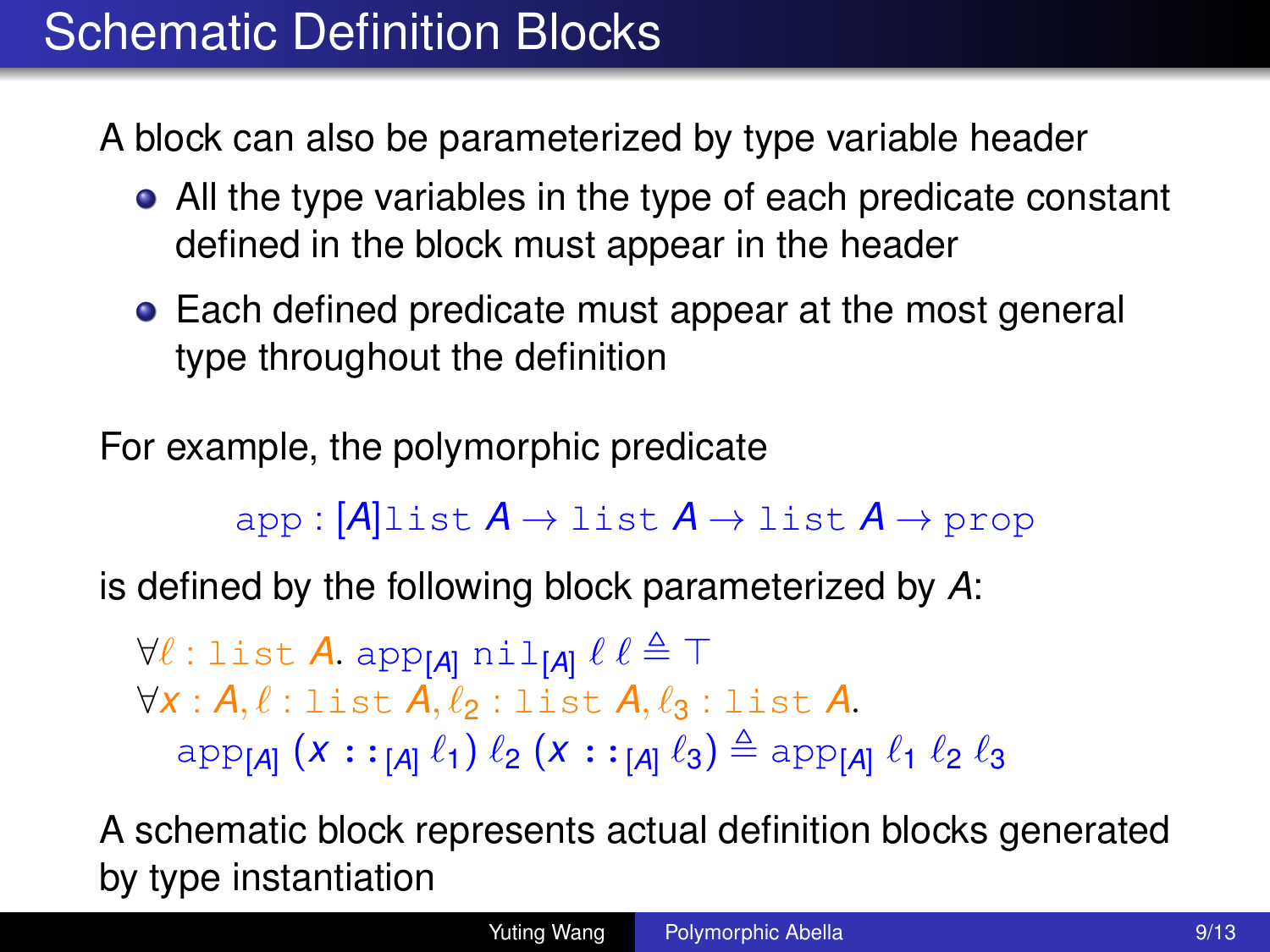# Schematic Definition Blocks

A block can also be parameterized by type variable header

- All the type variables in the type of each predicate constant defined in the block must appear in the header
- Each defined predicate must appear at the most general type throughout the definition

For example, the polymorphic predicate

$$\texttt{app} : [A]\texttt{list}\ A \to \texttt{list}\ A \to \texttt{list}\ A \to \texttt{prop}$$

is defined by the following block parameterized by $A$:

$$\forall \ell : \texttt{list}\ A.\ \texttt{app}_{[A]}\ \texttt{nil}_{[A]}\ \ell\ \ell \triangleq \top$$
$$\forall x : A, \ell : \texttt{list}\ A, \ell_2 : \texttt{list}\ A, \ell_3 : \texttt{list}\ A.$$
$$\texttt{app}_{[A]}\ (x \mathrel{::}_{[A]} \ell_1)\ \ell_2\ (x \mathrel{::}_{[A]} \ell_3) \triangleq \texttt{app}_{[A]}\ \ell_1\ \ell_2\ \ell_3$$

A schematic block represents actual definition blocks generated by type instantiation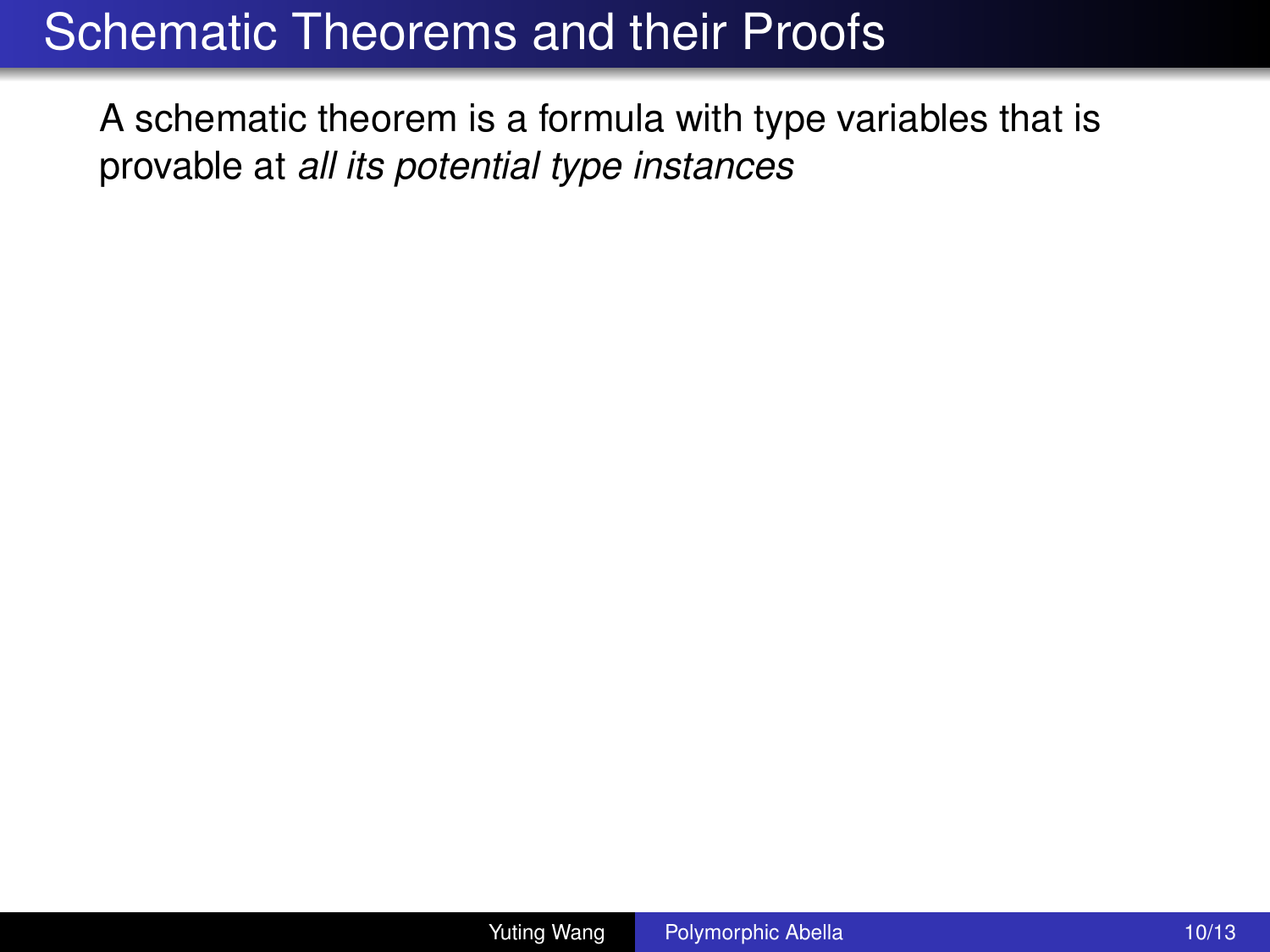# Schematic Theorems and their Proofs

A schematic theorem is a formula with type variables that is provable at *all its potential type instances*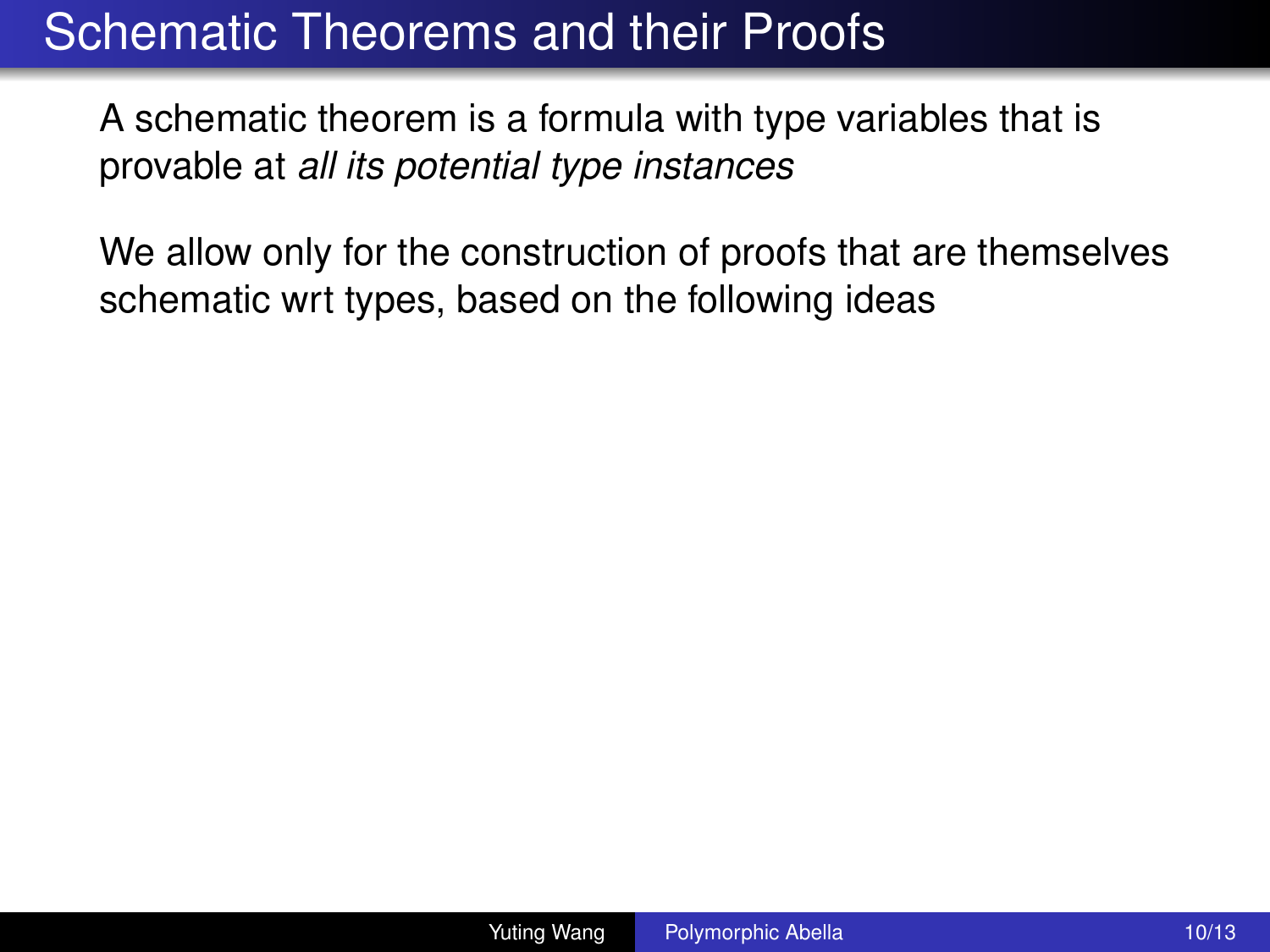# Schematic Theorems and their Proofs

A schematic theorem is a formula with type variables that is provable at *all its potential type instances*

We allow only for the construction of proofs that are themselves schematic wrt types, based on the following ideas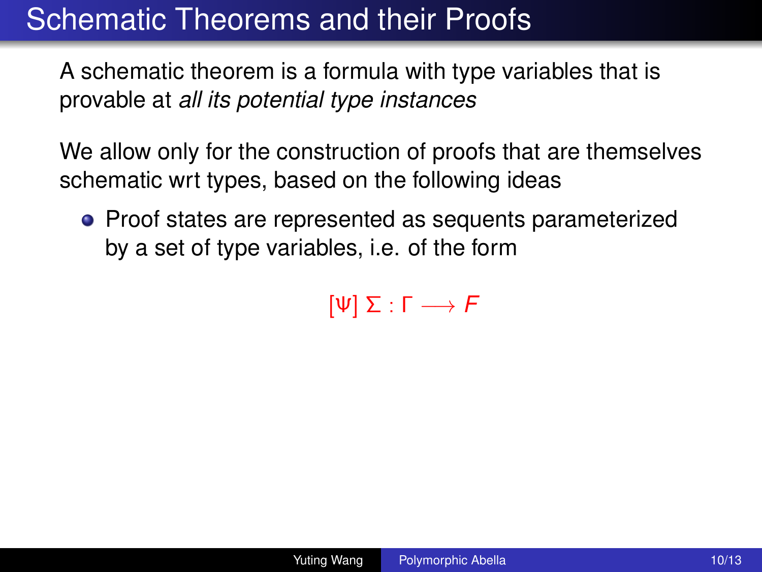# Schematic Theorems and their Proofs

A schematic theorem is a formula with type variables that is provable at *all its potential type instances*

We allow only for the construction of proofs that are themselves schematic wrt types, based on the following ideas

- Proof states are represented as sequents parameterized by a set of type variables, i.e. of the form

$$[\Psi]\ \Sigma : \Gamma \longrightarrow F$$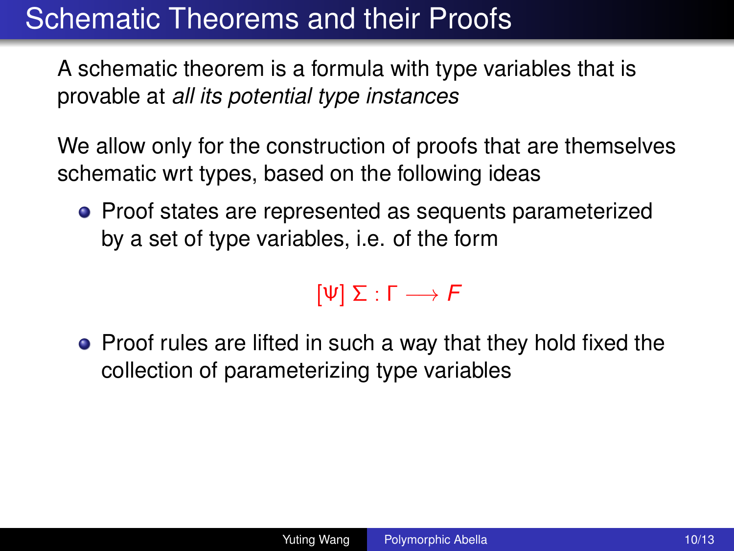# Schematic Theorems and their Proofs

A schematic theorem is a formula with type variables that is provable at *all its potential type instances*

We allow only for the construction of proofs that are themselves schematic wrt types, based on the following ideas

- Proof states are represented as sequents parameterized by a set of type variables, i.e. of the form

$$[\Psi]\ \Sigma : \Gamma \longrightarrow F$$

- Proof rules are lifted in such a way that they hold fixed the collection of parameterizing type variables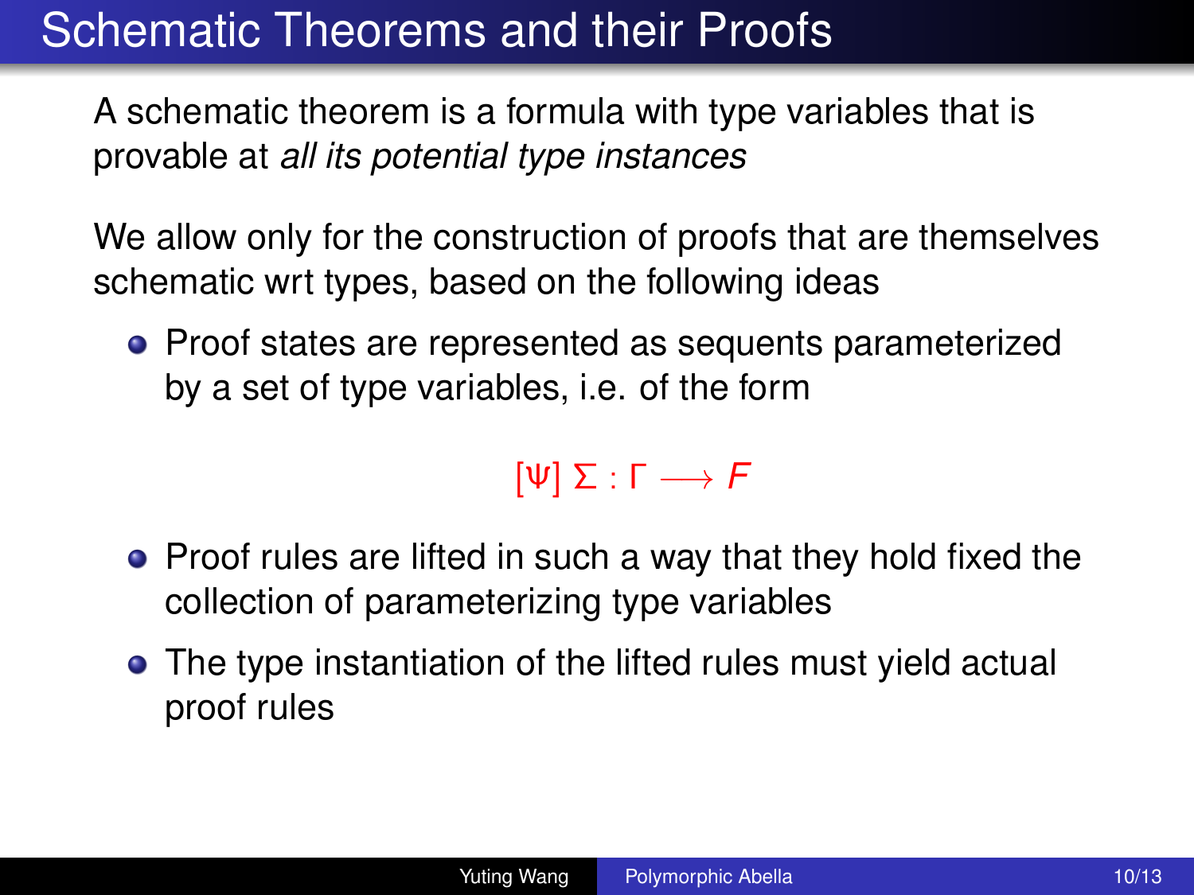# Schematic Theorems and their Proofs

A schematic theorem is a formula with type variables that is provable at *all its potential type instances*

We allow only for the construction of proofs that are themselves schematic wrt types, based on the following ideas

- Proof states are represented as sequents parameterized by a set of type variables, i.e. of the form

$$[\Psi]\ \Sigma : \Gamma \longrightarrow F$$

- Proof rules are lifted in such a way that they hold fixed the collection of parameterizing type variables
- The type instantiation of the lifted rules must yield actual proof rules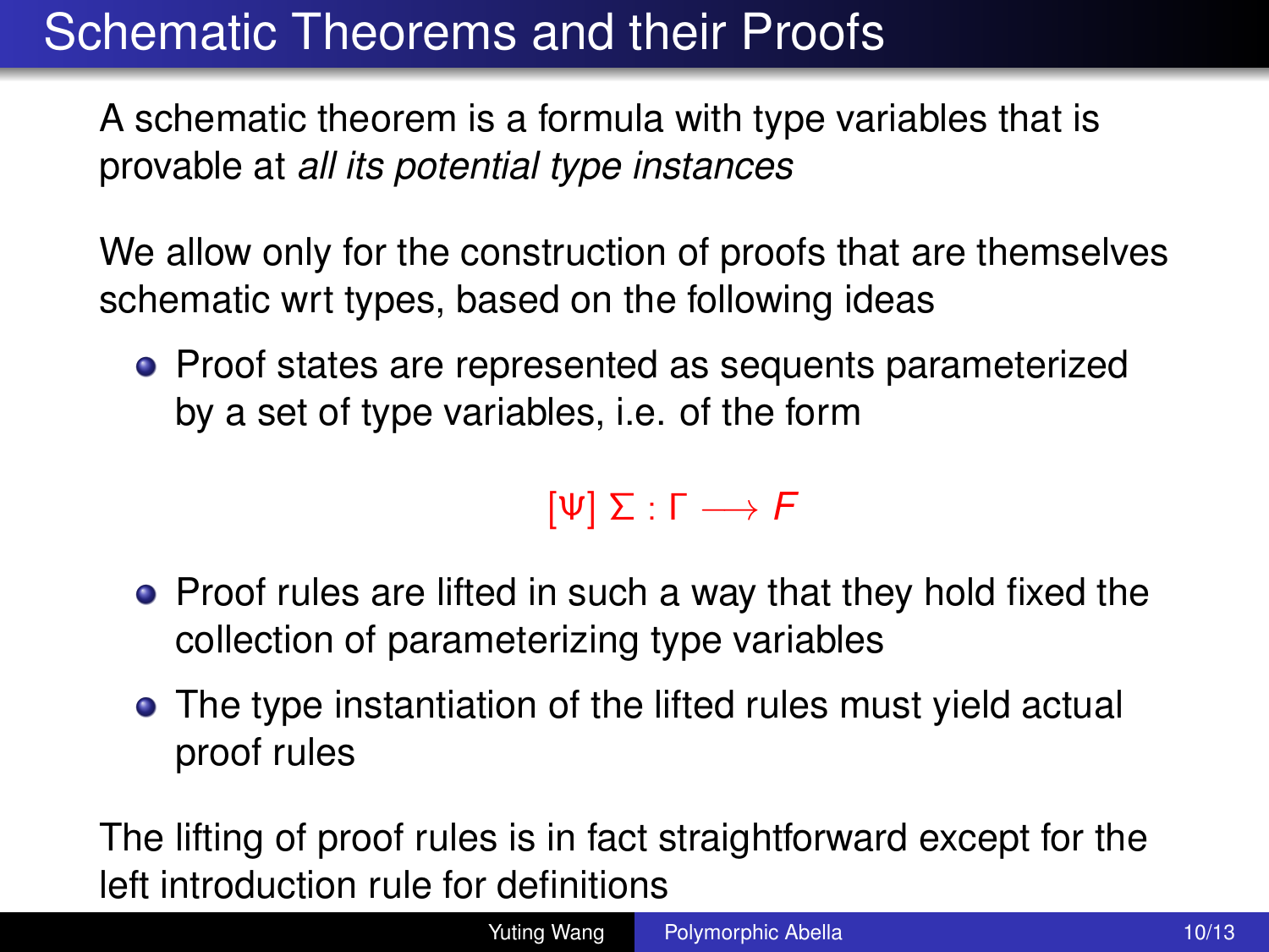# Schematic Theorems and their Proofs

A schematic theorem is a formula with type variables that is provable at *all its potential type instances*

We allow only for the construction of proofs that are themselves schematic wrt types, based on the following ideas

- Proof states are represented as sequents parameterized by a set of type variables, i.e. of the form

$$[\Psi]\ \Sigma : \Gamma \longrightarrow F$$

- Proof rules are lifted in such a way that they hold fixed the collection of parameterizing type variables
- The type instantiation of the lifted rules must yield actual proof rules

The lifting of proof rules is in fact straightforward except for the left introduction rule for definitions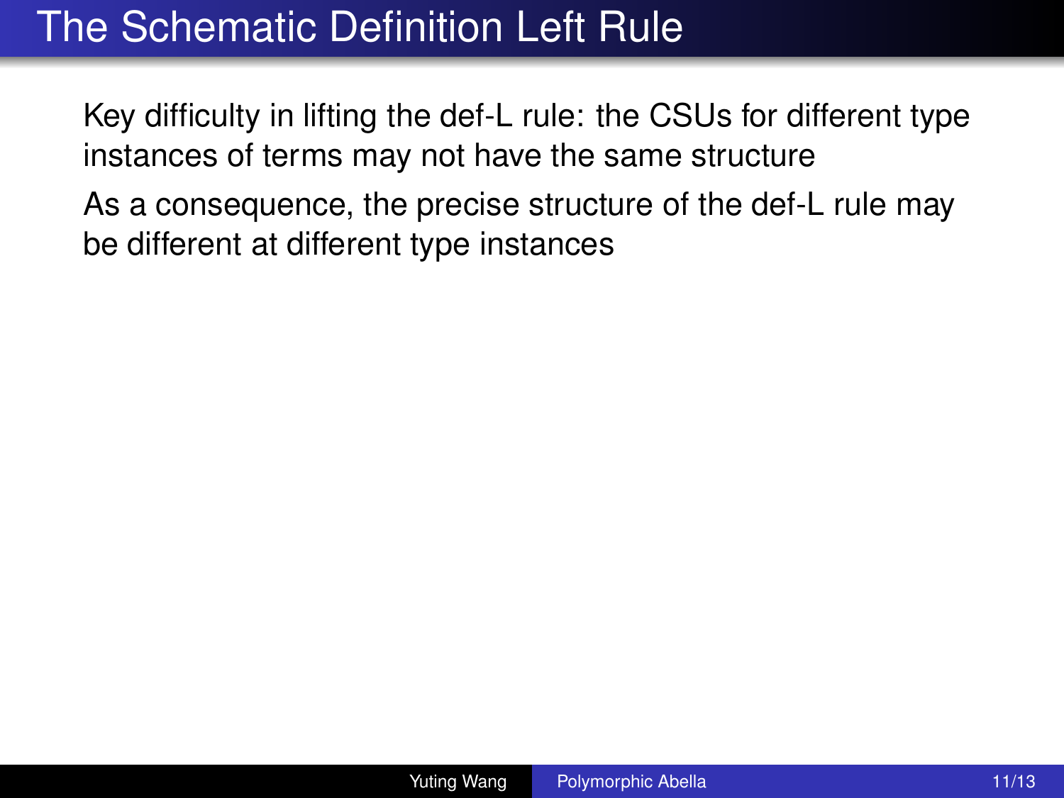# The Schematic Definition Left Rule

Key difficulty in lifting the def-L rule: the CSUs for different type instances of terms may not have the same structure

As a consequence, the precise structure of the def-L rule may be different at different type instances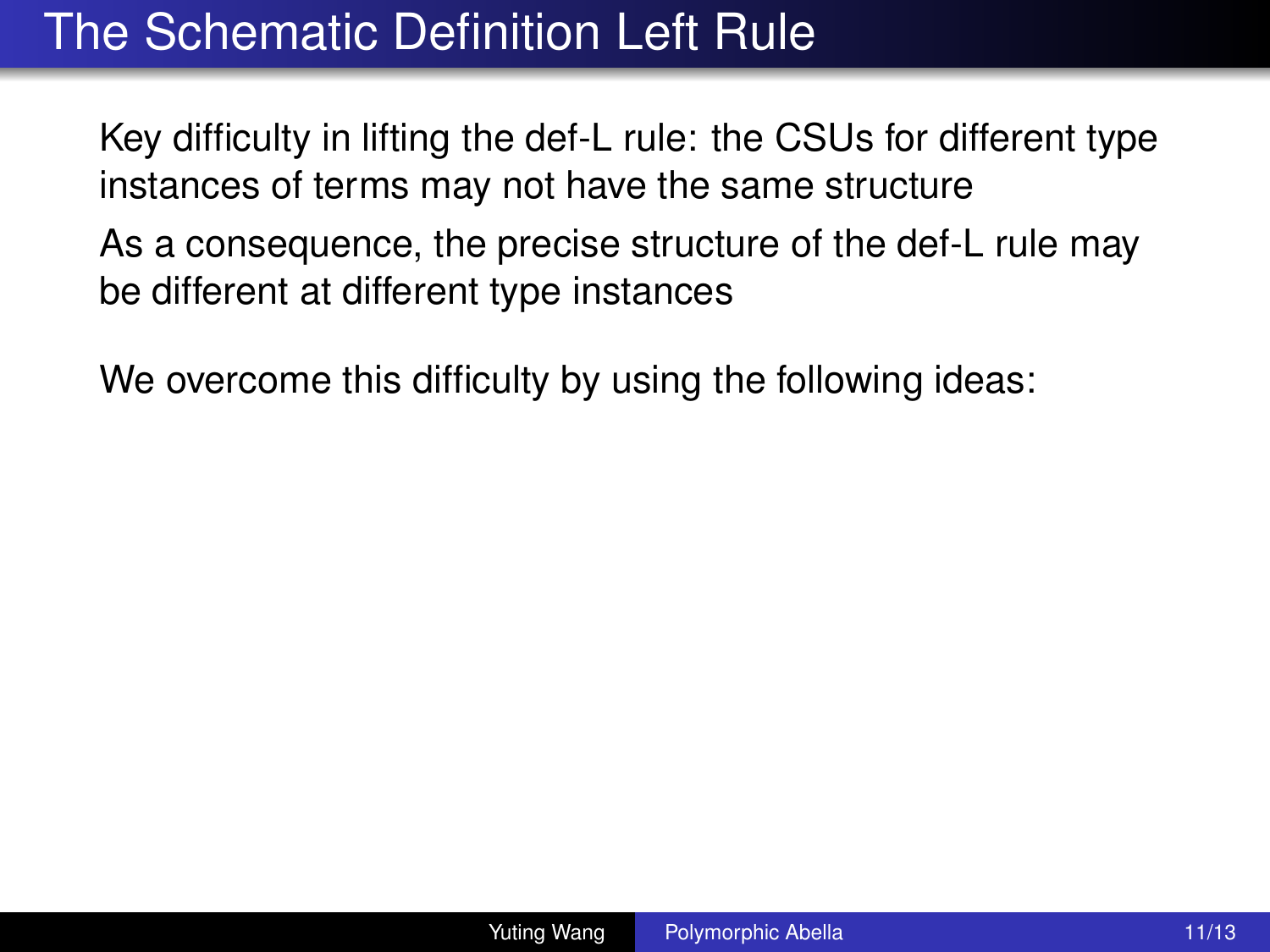# The Schematic Definition Left Rule

Key difficulty in lifting the def-L rule: the CSUs for different type instances of terms may not have the same structure

As a consequence, the precise structure of the def-L rule may be different at different type instances

We overcome this difficulty by using the following ideas: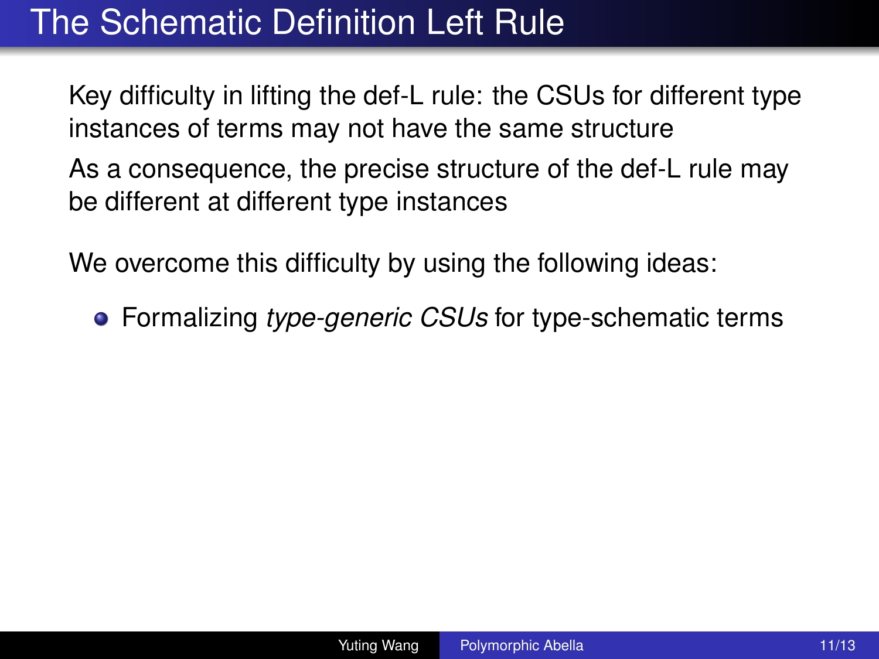# The Schematic Definition Left Rule

Key difficulty in lifting the def-L rule: the CSUs for different type instances of terms may not have the same structure

As a consequence, the precise structure of the def-L rule may be different at different type instances

We overcome this difficulty by using the following ideas:

- Formalizing *type-generic CSUs* for type-schematic terms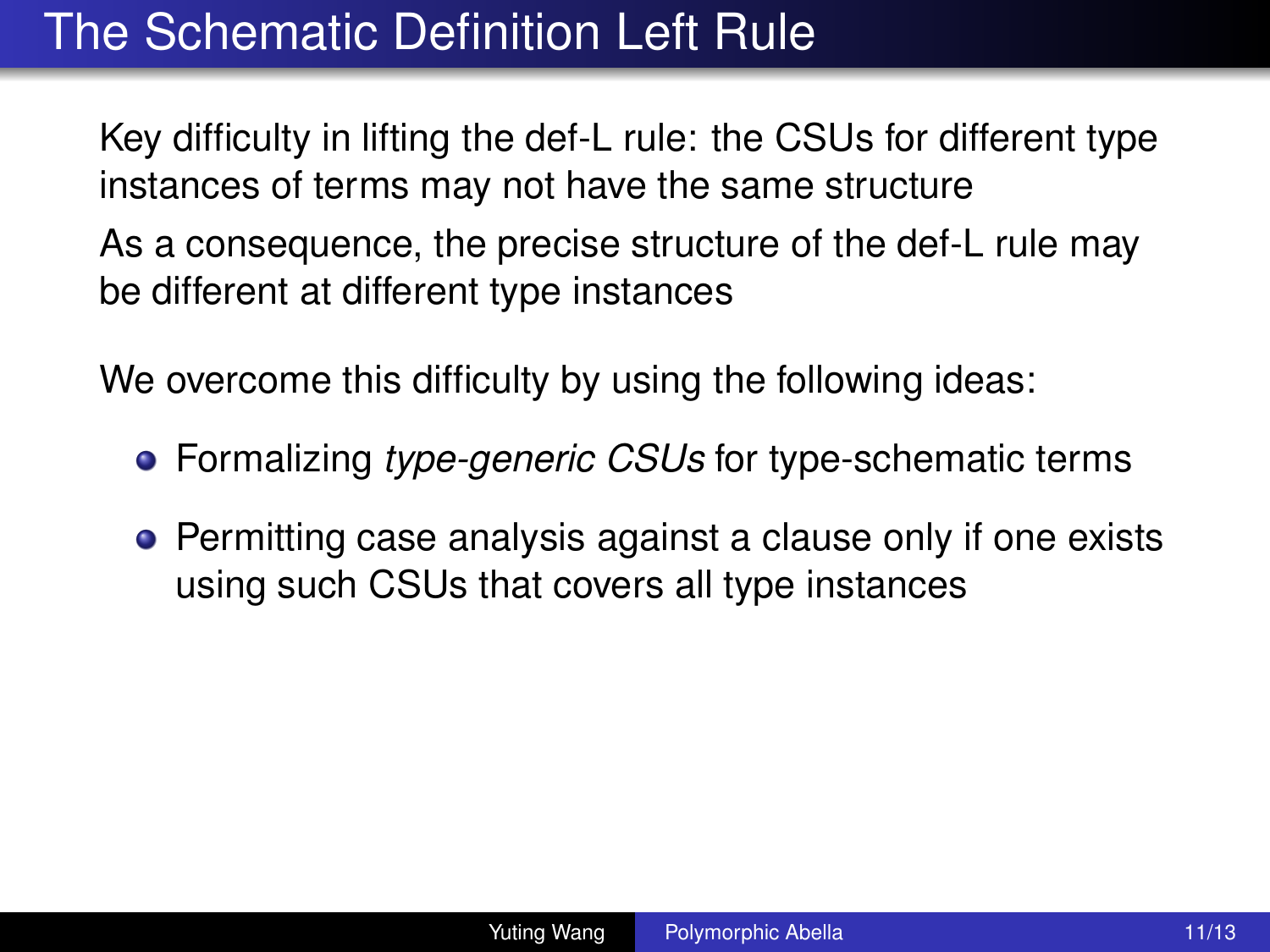# The Schematic Definition Left Rule

Key difficulty in lifting the def-L rule: the CSUs for different type instances of terms may not have the same structure

As a consequence, the precise structure of the def-L rule may be different at different type instances

We overcome this difficulty by using the following ideas:

- Formalizing *type-generic CSUs* for type-schematic terms
- Permitting case analysis against a clause only if one exists using such CSUs that covers all type instances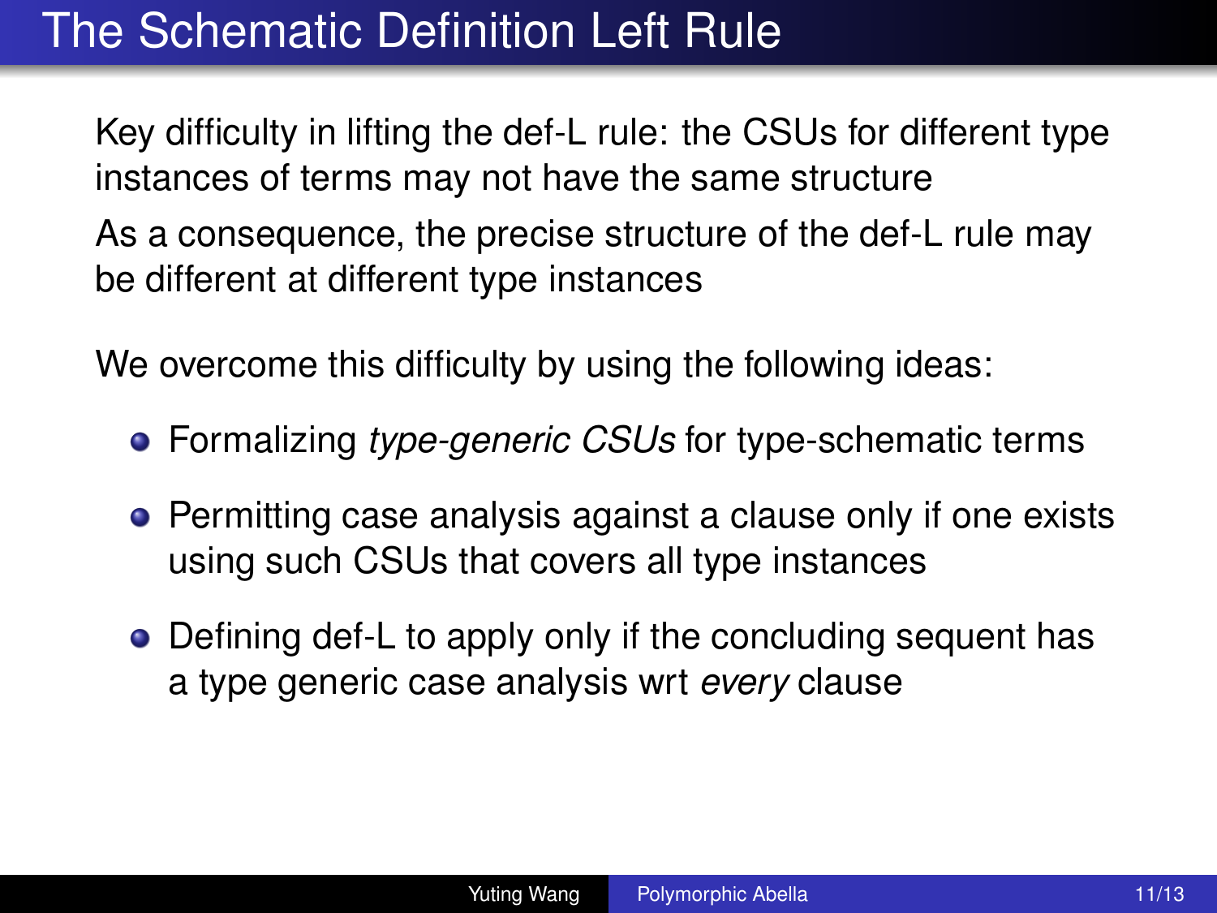# The Schematic Definition Left Rule

Key difficulty in lifting the def-L rule: the CSUs for different type instances of terms may not have the same structure

As a consequence, the precise structure of the def-L rule may be different at different type instances

We overcome this difficulty by using the following ideas:

- Formalizing *type-generic CSUs* for type-schematic terms
- Permitting case analysis against a clause only if one exists using such CSUs that covers all type instances
- Defining def-L to apply only if the concluding sequent has a type generic case analysis wrt *every* clause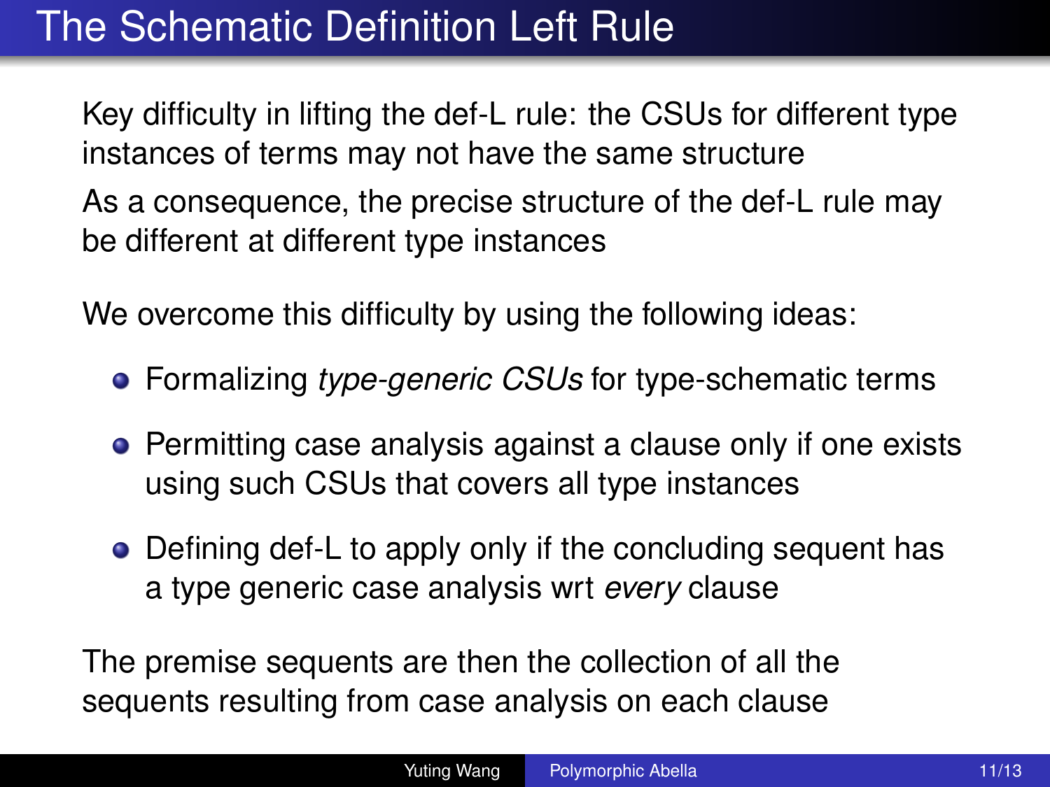# The Schematic Definition Left Rule

Key difficulty in lifting the def-L rule: the CSUs for different type instances of terms may not have the same structure

As a consequence, the precise structure of the def-L rule may be different at different type instances

We overcome this difficulty by using the following ideas:

- Formalizing *type-generic CSUs* for type-schematic terms
- Permitting case analysis against a clause only if one exists using such CSUs that covers all type instances
- Defining def-L to apply only if the concluding sequent has a type generic case analysis wrt *every* clause

The premise sequents are then the collection of all the sequents resulting from case analysis on each clause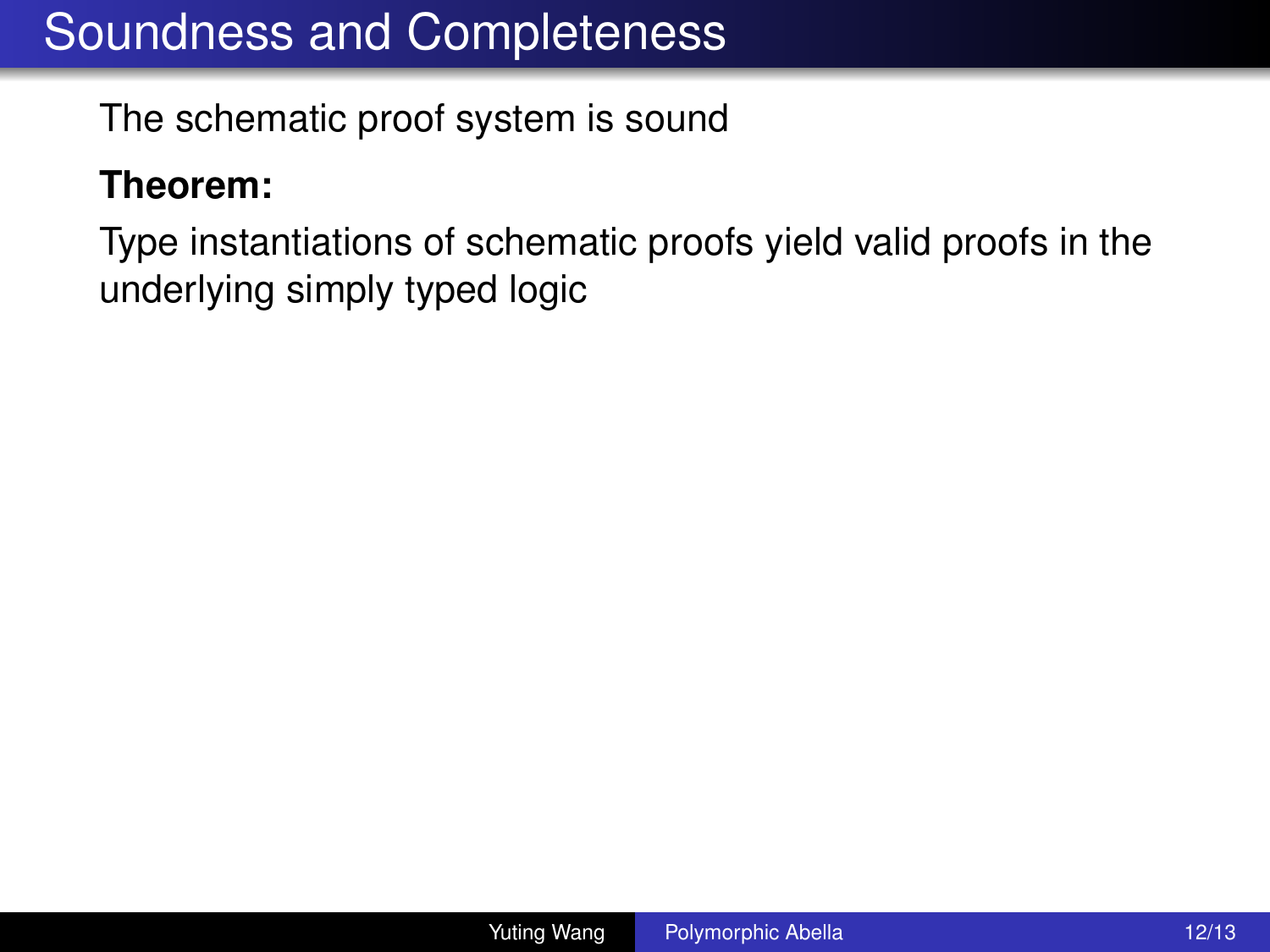# Soundness and Completeness

The schematic proof system is sound

**Theorem:**

Type instantiations of schematic proofs yield valid proofs in the underlying simply typed logic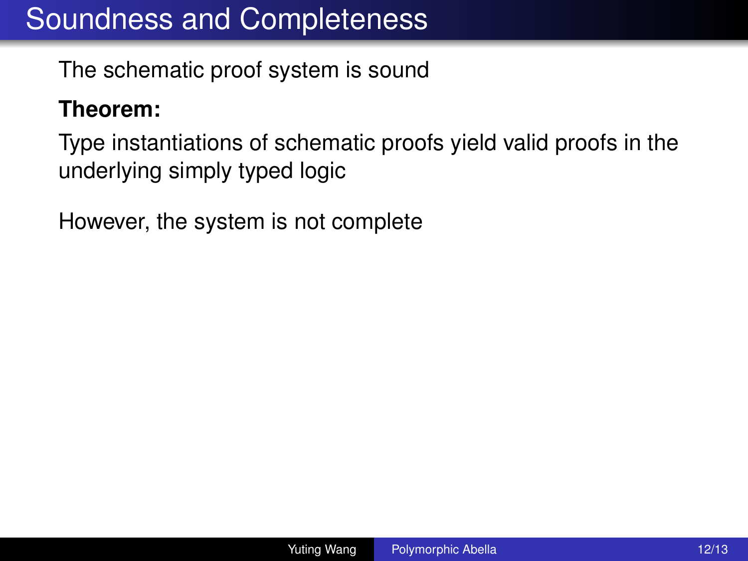# Soundness and Completeness

The schematic proof system is sound

**Theorem:**

Type instantiations of schematic proofs yield valid proofs in the underlying simply typed logic

However, the system is not complete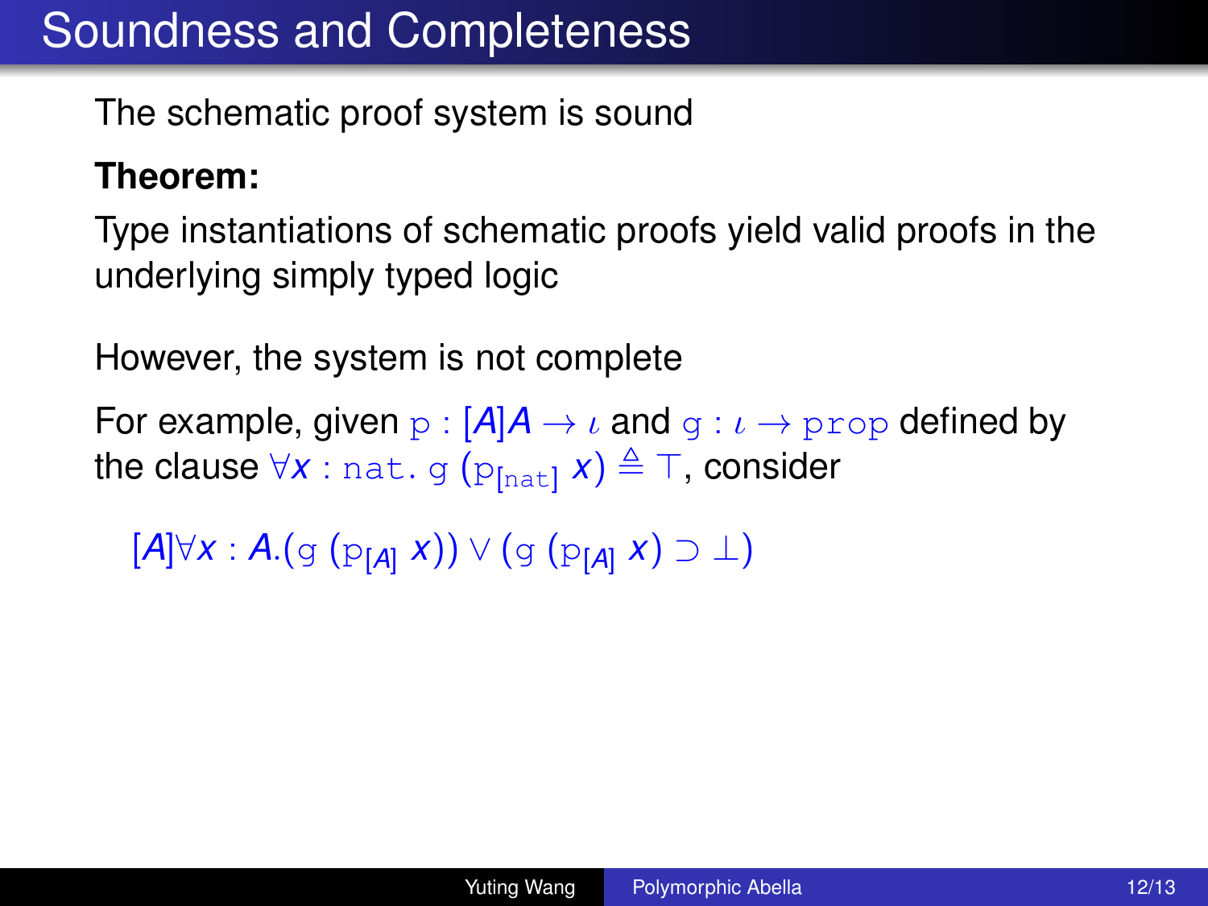# Soundness and Completeness

The schematic proof system is sound

**Theorem:**

Type instantiations of schematic proofs yield valid proofs in the underlying simply typed logic

However, the system is not complete

For example, given $\mathtt{p} : [A]A \to \iota$ and $\mathtt{g} : \iota \to \mathtt{prop}$ defined by the clause $\forall x : \mathtt{nat}.\ \mathtt{g}\ (\mathtt{p}_{[\mathtt{nat}]}\ x) \triangleq \top$, consider

$$[A]\forall x : A.(\mathtt{g}\ (\mathtt{p}_{[A]}\ x)) \vee (\mathtt{g}\ (\mathtt{p}_{[A]}\ x) \supset \bot)$$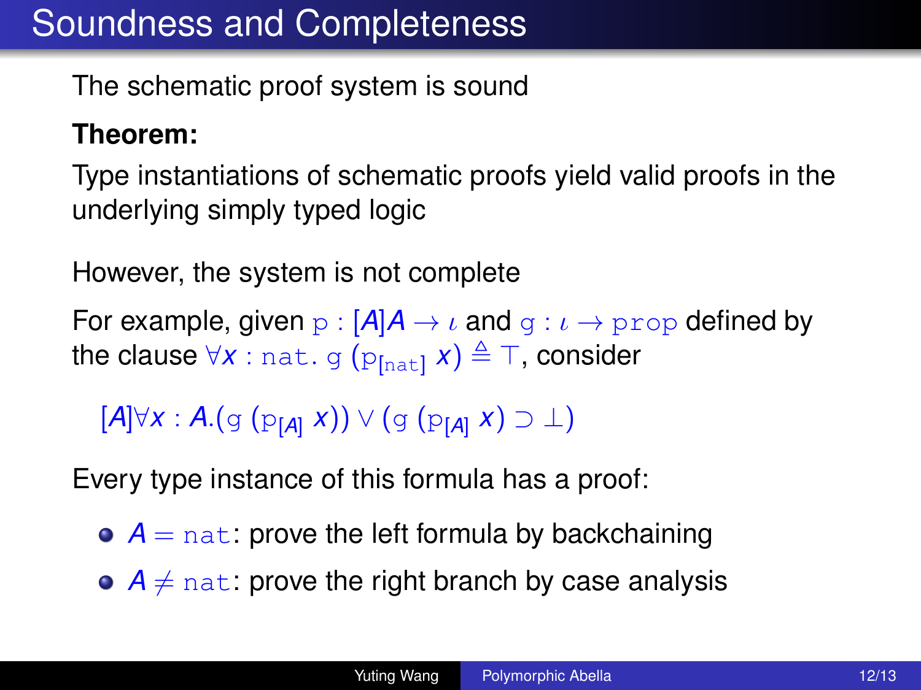# Soundness and Completeness

The schematic proof system is sound

**Theorem:**

Type instantiations of schematic proofs yield valid proofs in the underlying simply typed logic

However, the system is not complete

For example, given $\mathtt{p} : [A]A \to \iota$ and $\mathtt{g} : \iota \to \mathtt{prop}$ defined by the clause $\forall x : \mathtt{nat}.\, \mathtt{g}\ (\mathtt{p}_{[\mathtt{nat}]}\ x) \triangleq \top$, consider

$$[A]\forall x : A.(\mathtt{g}\ (\mathtt{p}_{[A]}\ x)) \vee (\mathtt{g}\ (\mathtt{p}_{[A]}\ x) \supset \bot)$$

Every type instance of this formula has a proof:

- $A = \mathtt{nat}$: prove the left formula by backchaining
- $A \neq \mathtt{nat}$: prove the right branch by case analysis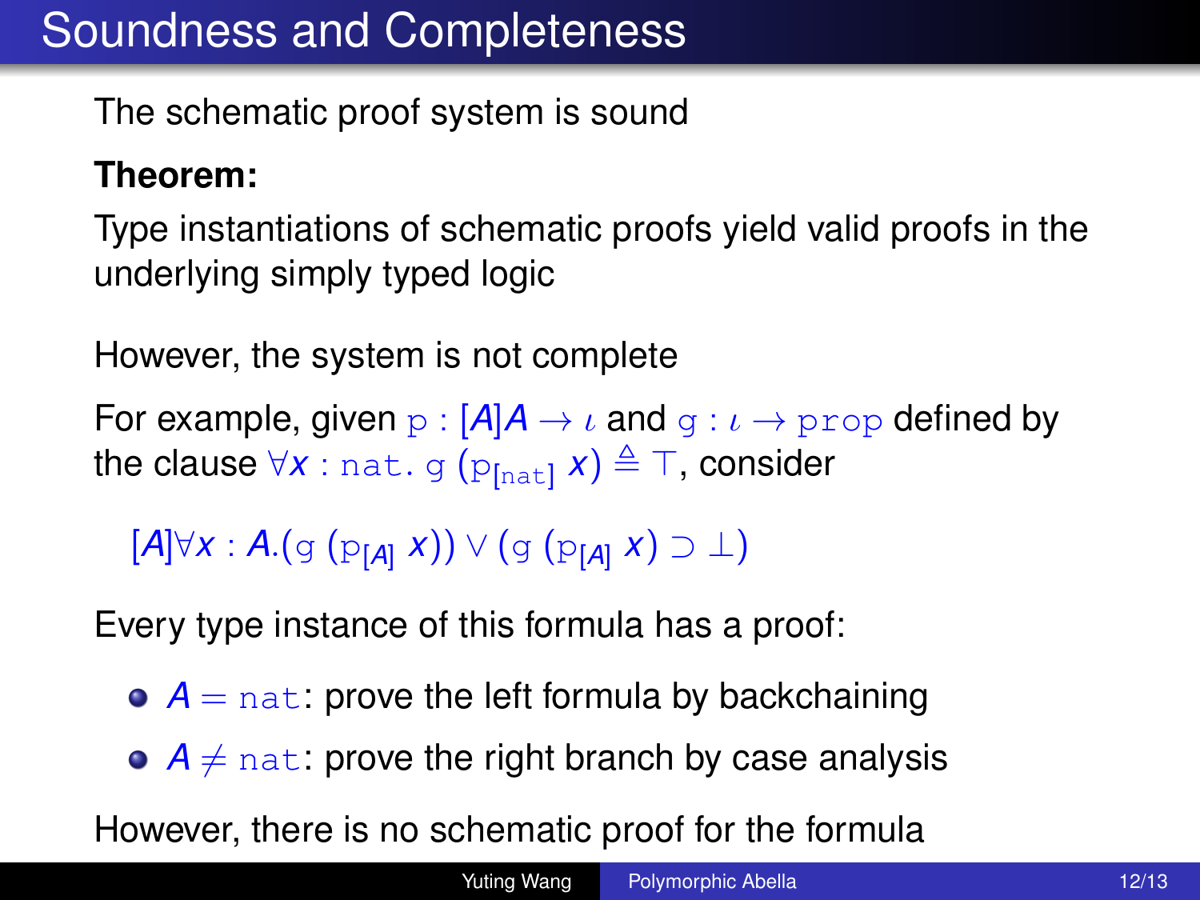# Soundness and Completeness

The schematic proof system is sound

**Theorem:**

Type instantiations of schematic proofs yield valid proofs in the underlying simply typed logic

However, the system is not complete

For example, given $\mathtt{p} : [A]A \to \iota$ and $\mathtt{g} : \iota \to \mathtt{prop}$ defined by the clause $\forall x : \mathtt{nat}.\ \mathtt{g}\ (\mathtt{p}_{[\mathtt{nat}]}\ x) \triangleq \top$, consider

$$[A]\forall x : A.(\mathtt{g}\ (\mathtt{p}_{[A]}\ x)) \vee (\mathtt{g}\ (\mathtt{p}_{[A]}\ x) \supset \bot)$$

Every type instance of this formula has a proof:

- $A = \mathtt{nat}$: prove the left formula by backchaining
- $A \neq \mathtt{nat}$: prove the right branch by case analysis

However, there is no schematic proof for the formula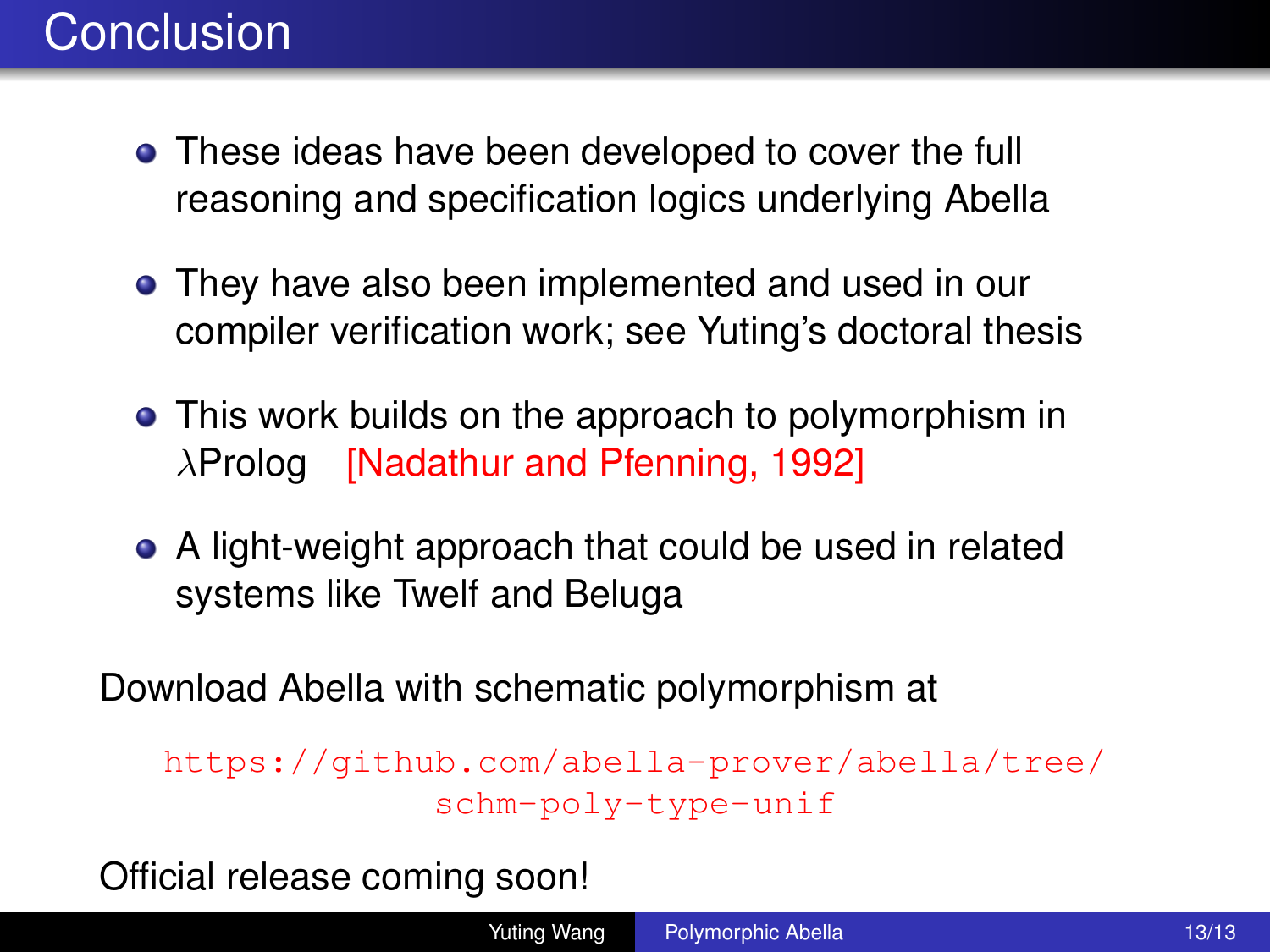# Conclusion

- These ideas have been developed to cover the full reasoning and specification logics underlying Abella
- They have also been implemented and used in our compiler verification work; see Yuting's doctoral thesis
- This work builds on the approach to polymorphism in $\lambda$Prolog [Nadathur and Pfenning, 1992]
- A light-weight approach that could be used in related systems like Twelf and Beluga

Download Abella with schematic polymorphism at

https://github.com/abella-prover/abella/tree/schm-poly-type-unif

Official release coming soon!